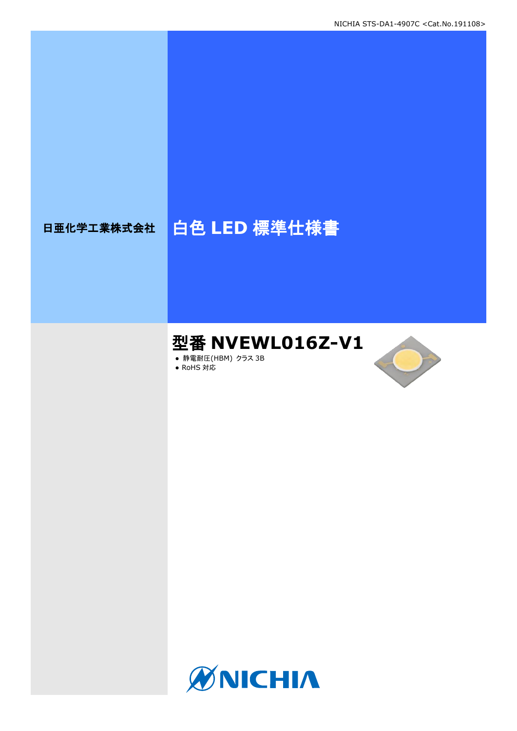日亜化学工業株式会社

# 白色 LED 標準仕様書

## 型番 NVEWL016Z-V1

- 静電耐圧(HBM) クラス 3B
- RoHS 対応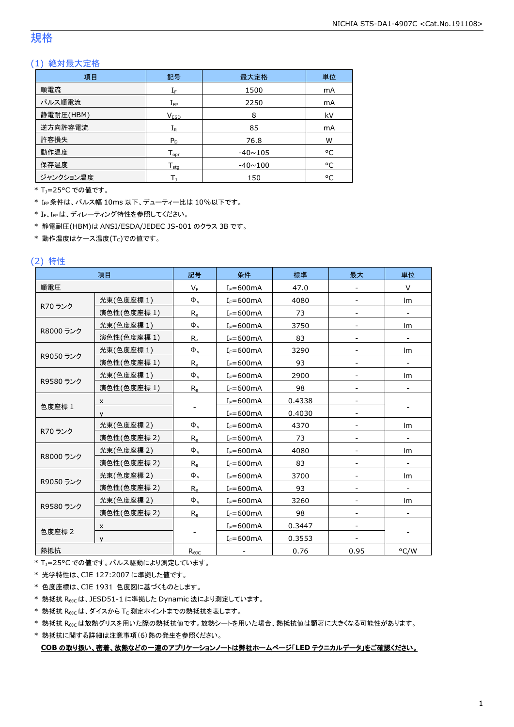# 規格

## (1) 絶対最大定格

| 項目 | 記号 | 最大定格 | 単位 |
|---|---|---|---|
| 順電流 | $I_F$ | 1500 | mA |
| パルス順電流 | $I_{FP}$ | 2250 | mA |
| 静電耐圧(HBM) | $V_{ESD}$ | 8 | kV |
| 逆方向許容電流 | $I_R$ | 85 | mA |
| 許容損失 | $P_D$ | 76.8 | W |
| 動作温度 | $T_{opr}$ | -40~105 | °C |
| 保存温度 | $T_{stg}$ | -40~100 | °C |
| ジャンクション温度 | $T_J$ | 150 | °C |

* $T_J$=25°C での値です。
* $I_{FP}$ 条件は、パルス幅 10ms 以下、デューティー比は 10%以下です。
* $I_F$、$I_{FP}$ は、ディレーティング特性を参照してください。
* 静電耐圧(HBM)は ANSI/ESDA/JEDEC JS-001 のクラス 3B です。
* 動作温度はケース温度($T_C$)での値です。

## (2) 特性

| 項目 | | 記号 | 条件 | 標準 | 最大 | 単位 |
|---|---|---|---|---|---|---|
| 順電圧 | | $V_F$ | $I_F$=600mA | 47.0 | - | V |
| R70 ランク | 光束(色度座標 1) | $\Phi_v$ | $I_F$=600mA | 4080 | - | lm |
| | 演色性(色度座標 1) | $R_a$ | $I_F$=600mA | 73 | - | - |
| R8000 ランク | 光束(色度座標 1) | $\Phi_v$ | $I_F$=600mA | 3750 | - | lm |
| | 演色性(色度座標 1) | $R_a$ | $I_F$=600mA | 83 | - | - |
| R9050 ランク | 光束(色度座標 1) | $\Phi_v$ | $I_F$=600mA | 3290 | - | lm |
| | 演色性(色度座標 1) | $R_a$ | $I_F$=600mA | 93 | - | - |
| R9580 ランク | 光束(色度座標 1) | $\Phi_v$ | $I_F$=600mA | 2900 | - | lm |
| | 演色性(色度座標 1) | $R_a$ | $I_F$=600mA | 98 | - | - |
| 色度座標 1 | x | - | $I_F$=600mA | 0.4338 | - | - |
| | y | | $I_F$=600mA | 0.4030 | - | |
| R70 ランク | 光束(色度座標 2) | $\Phi_v$ | $I_F$=600mA | 4370 | - | lm |
| | 演色性(色度座標 2) | $R_a$ | $I_F$=600mA | 73 | - | - |
| R8000 ランク | 光束(色度座標 2) | $\Phi_v$ | $I_F$=600mA | 4080 | - | lm |
| | 演色性(色度座標 2) | $R_a$ | $I_F$=600mA | 83 | - | - |
| R9050 ランク | 光束(色度座標 2) | $\Phi_v$ | $I_F$=600mA | 3700 | - | lm |
| | 演色性(色度座標 2) | $R_a$ | $I_F$=600mA | 93 | - | - |
| R9580 ランク | 光束(色度座標 2) | $\Phi_v$ | $I_F$=600mA | 3260 | - | lm |
| | 演色性(色度座標 2) | $R_a$ | $I_F$=600mA | 98 | - | - |
| 色度座標 2 | x | - | $I_F$=600mA | 0.3447 | - | - |
| | y | | $I_F$=600mA | 0.3553 | - | |
| 熱抵抗 | | $R_{\theta JC}$ | - | 0.76 | 0.95 | °C/W |

* $T_J$=25°C での値です。パルス駆動により測定しています。
* 光学特性は、CIE 127:2007 に準拠した値です。
* 色度座標は、CIE 1931 色度図に基づくものとします。
* 熱抵抗 $R_{\theta JC}$ は、JESD51-1 に準拠した Dynamic 法により測定しています。
* 熱抵抗 $R_{\theta JC}$ は、ダイスから $T_C$ 測定ポイントまでの熱抵抗を表します。
* 熱抵抗 $R_{\theta JC}$ は放熱グリスを用いた際の熱抵抗値です。放熱シートを用いた場合、熱抵抗値は顕著に大きくなる可能性があります。
* 熱抵抗に関する詳細は注意事項(6)熱の発生を参照ください。

**COB の取り扱い、密着、放熱などの一連のアプリケーションノートは弊社ホームページ「LED テクニカルデータ」をご確認ください。**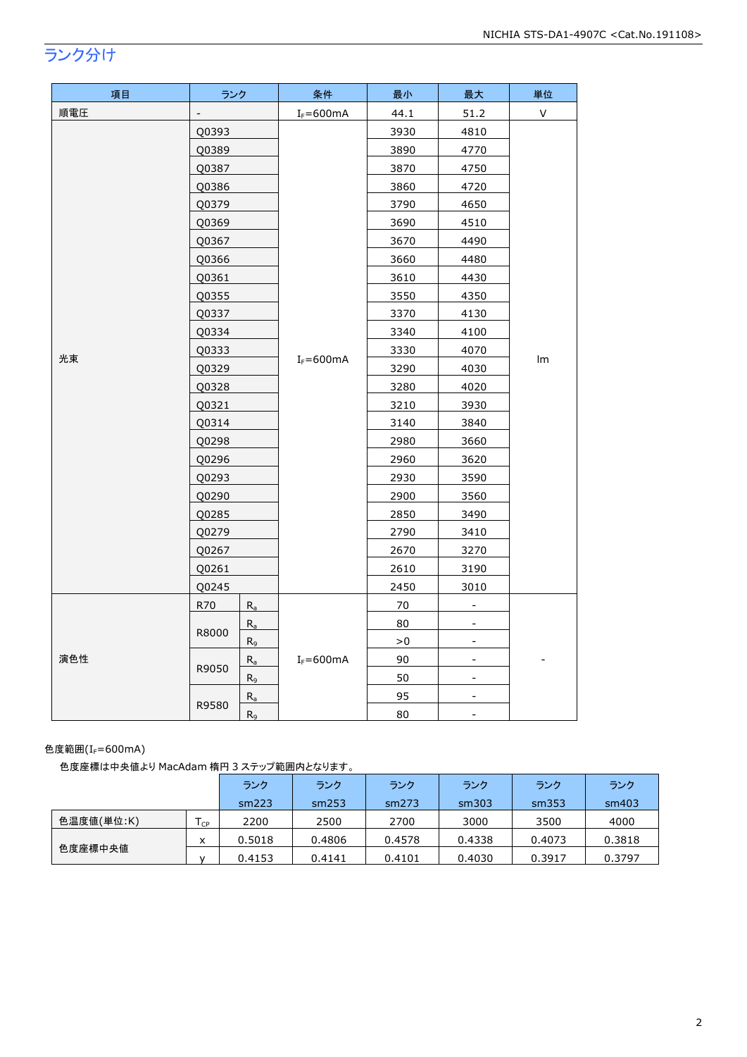## ランク分け

| 項目 | ランク | | 条件 | 最小 | 最大 | 単位 |
|---|---|---|---|---|---|---|
| 順電圧 | - | | $I_F$=600mA | 44.1 | 51.2 | V |
| 光束 | Q0393 | | $I_F$=600mA | 3930 | 4810 | lm |
| | Q0389 | | | 3890 | 4770 | |
| | Q0387 | | | 3870 | 4750 | |
| | Q0386 | | | 3860 | 4720 | |
| | Q0379 | | | 3790 | 4650 | |
| | Q0369 | | | 3690 | 4510 | |
| | Q0367 | | | 3670 | 4490 | |
| | Q0366 | | | 3660 | 4480 | |
| | Q0361 | | | 3610 | 4430 | |
| | Q0355 | | | 3550 | 4350 | |
| | Q0337 | | | 3370 | 4130 | |
| | Q0334 | | | 3340 | 4100 | |
| | Q0333 | | | 3330 | 4070 | |
| | Q0329 | | | 3290 | 4030 | |
| | Q0328 | | | 3280 | 4020 | |
| | Q0321 | | | 3210 | 3930 | |
| | Q0314 | | | 3140 | 3840 | |
| | Q0298 | | | 2980 | 3660 | |
| | Q0296 | | | 2960 | 3620 | |
| | Q0293 | | | 2930 | 3590 | |
| | Q0290 | | | 2900 | 3560 | |
| | Q0285 | | | 2850 | 3490 | |
| | Q0279 | | | 2790 | 3410 | |
| | Q0267 | | | 2670 | 3270 | |
| | Q0261 | | | 2610 | 3190 | |
| | Q0245 | | | 2450 | 3010 | |
| 演色性 | R70 | $R_a$ | $I_F$=600mA | 70 | - | - |
| | R8000 | $R_a$ | | 80 | - | |
| | | $R_9$ | | >0 | - | |
| | R9050 | $R_a$ | | 90 | - | |
| | | $R_9$ | | 50 | - | |
| | R9580 | $R_a$ | | 95 | - | |
| | | $R_9$ | | 80 | - | |

色度範囲($I_F$=600mA)

色度座標は中央値より MacAdam 楕円 3 ステップ範囲内となります。

| | | ランク sm223 | ランク sm253 | ランク sm273 | ランク sm303 | ランク sm353 | ランク sm403 |
|---|---|---|---|---|---|---|---|
| 色温度値(単位:K) | $T_{CP}$ | 2200 | 2500 | 2700 | 3000 | 3500 | 4000 |
| 色度座標中央値 | x | 0.5018 | 0.4806 | 0.4578 | 0.4338 | 0.4073 | 0.3818 |
| | y | 0.4153 | 0.4141 | 0.4101 | 0.4030 | 0.3917 | 0.3797 |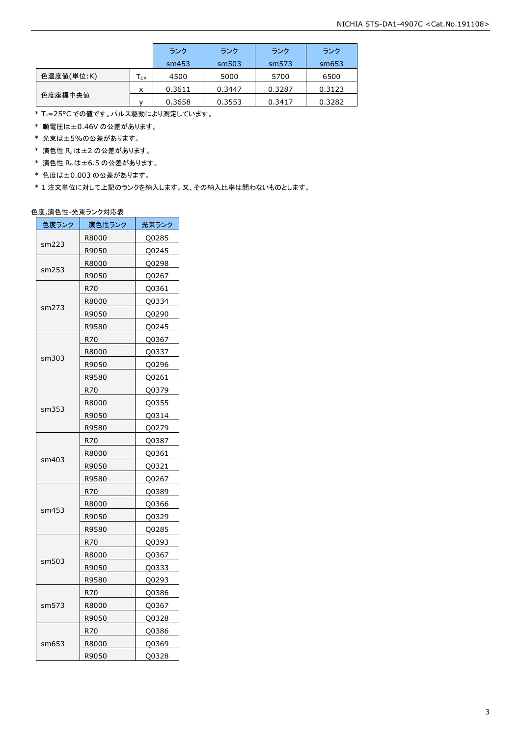| | | ランク sm453 | ランク sm503 | ランク sm573 | ランク sm653 |
|---|---|---|---|---|---|
| 色温度値(単位:K) | $T_{CP}$ | 4500 | 5000 | 5700 | 6500 |
| 色度座標中央値 | x | 0.3611 | 0.3447 | 0.3287 | 0.3123 |
| | y | 0.3658 | 0.3553 | 0.3417 | 0.3282 |

* $T_J$=25°C での値です。パルス駆動により測定しています。
* 順電圧は±0.46V の公差があります。
* 光束は±5%の公差があります。
* 演色性 $R_a$ は±2 の公差があります。
* 演色性 $R_9$ は±6.5 の公差があります。
* 色度は±0.003 の公差があります。
* 1 注文単位に対して上記のランクを納入します。又、その納入比率は問わないものとします。

色度,演色性-光束ランク対応表

| 色度ランク | 演色性ランク | 光束ランク |
|---|---|---|
| sm223 | R8000 | Q0285 |
| | R9050 | Q0245 |
| sm253 | R8000 | Q0298 |
| | R9050 | Q0267 |
| sm273 | R70 | Q0361 |
| | R8000 | Q0334 |
| | R9050 | Q0290 |
| | R9580 | Q0245 |
| sm303 | R70 | Q0367 |
| | R8000 | Q0337 |
| | R9050 | Q0296 |
| | R9580 | Q0261 |
| sm353 | R70 | Q0379 |
| | R8000 | Q0355 |
| | R9050 | Q0314 |
| | R9580 | Q0279 |
| sm403 | R70 | Q0387 |
| | R8000 | Q0361 |
| | R9050 | Q0321 |
| | R9580 | Q0267 |
| sm453 | R70 | Q0389 |
| | R8000 | Q0366 |
| | R9050 | Q0329 |
| | R9580 | Q0285 |
| sm503 | R70 | Q0393 |
| | R8000 | Q0367 |
| | R9050 | Q0333 |
| | R9580 | Q0293 |
| sm573 | R70 | Q0386 |
| | R8000 | Q0367 |
| | R9050 | Q0328 |
| sm653 | R70 | Q0386 |
| | R8000 | Q0369 |
| | R9050 | Q0328 |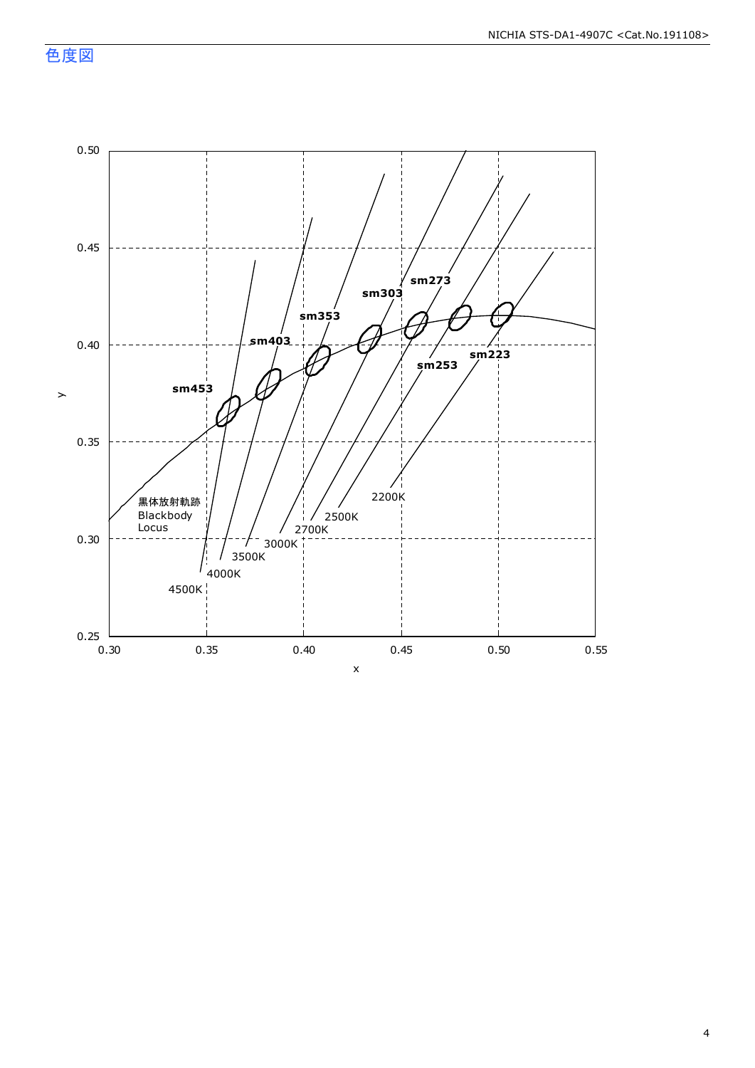## 色度図

0.50
0.45
0.40
0.35
0.30
0.25

y

0.30 0.35 0.40 0.45 0.50 0.55

x

sm453 sm403 sm353 sm303 sm273 sm253 sm223

黒体放射軌跡
Blackbody
Locus

4500K 4000K 3500K 3000K 2700K 2500K 2200K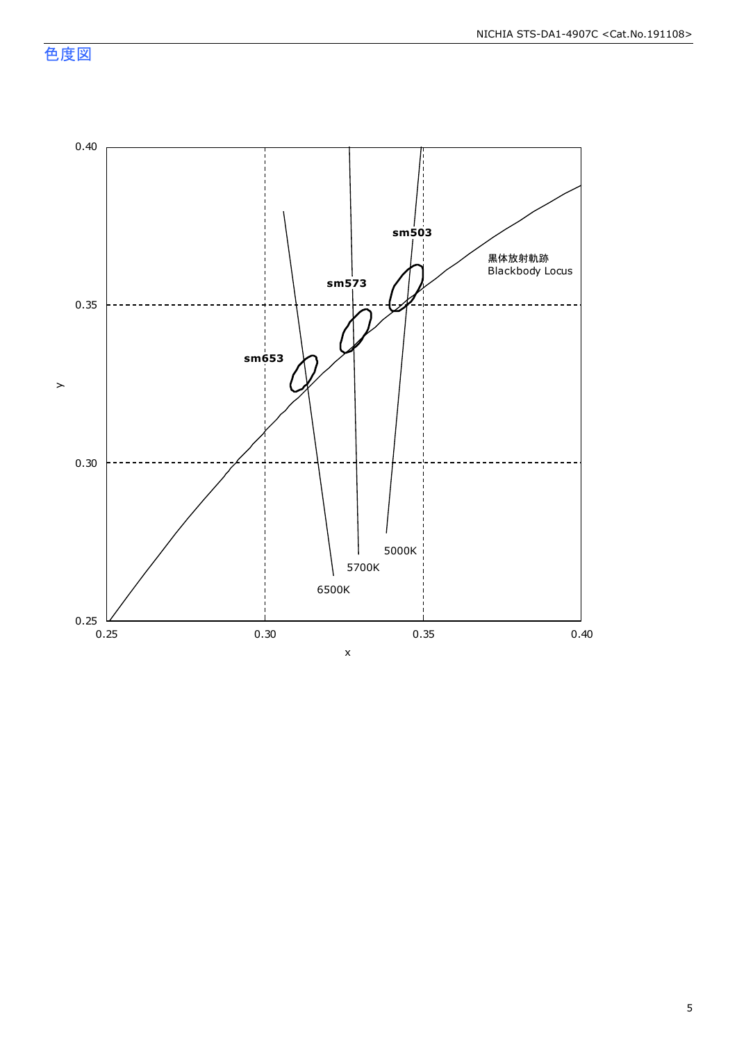## 色度図

0.40

0.35

0.30

0.25

y

0.25 0.30 0.35 0.40

x

sm503

sm573

sm653

黒体放射軌跡
Blackbody Locus

5000K

5700K

6500K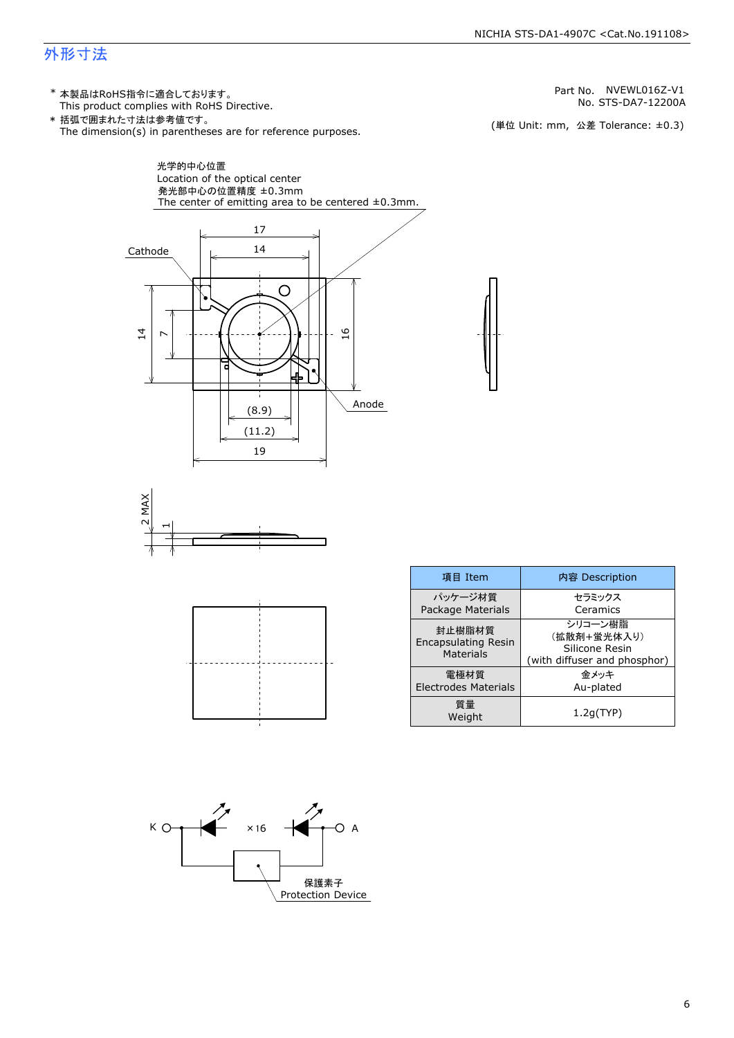# 外形寸法

* 本製品はRoHS指令に適合しております。
  This product complies with RoHS Directive.
* 括弧で囲まれた寸法は参考値です。
  The dimension(s) in parentheses are for reference purposes.

Part No. NVEWL016Z-V1
No. STS-DA7-12200A

(単位 Unit: mm, 公差 Tolerance: ±0.3)

光学的中心位置
Location of the optical center
発光部中心の位置精度 ±0.3mm
The center of emitting area to be centered ±0.3mm.

Cathode

Anode

17, 14, 14, 7, 16, (8.9), (11.2), 19

2 MAX, 1

| 項目 Item | 内容 Description |
|---|---|
| パッケージ材質<br>Package Materials | セラミックス<br>Ceramics |
| 封止樹脂材質<br>Encapsulating Resin Materials | シリコーン樹脂<br>(拡散剤+蛍光体入り)<br>Silicone Resin<br>(with diffuser and phosphor) |
| 電極材質<br>Electrodes Materials | 金メッキ<br>Au-plated |
| 質量<br>Weight | 1.2g(TYP) |

K ×16 A

保護素子
Protection Device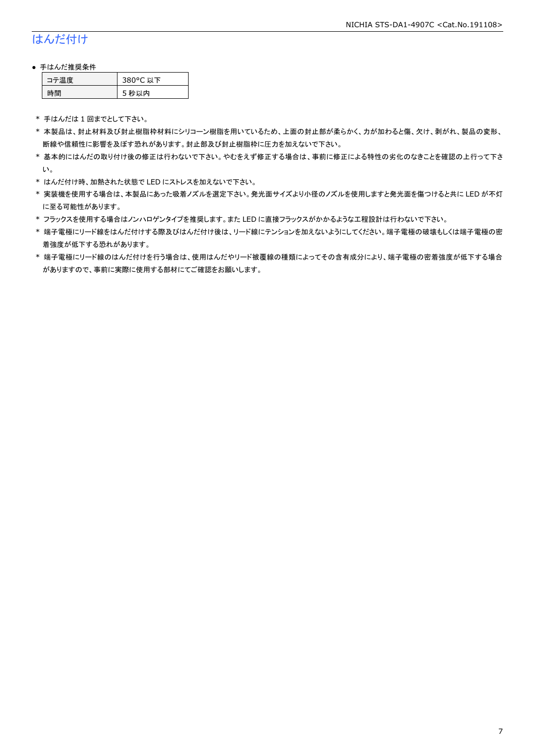## はんだ付け

- 手はんだ推奨条件

| コテ温度 | 380°C 以下 |
|---|---|
| 時間 | 5 秒以内 |

* 手はんだは 1 回までとして下さい。
* 本製品は、封止材料及び封止樹脂枠材料にシリコーン樹脂を用いているため、上面の封止部が柔らかく、力が加わると傷、欠け、剥がれ、製品の変形、断線や信頼性に影響を及ぼす恐れがあります。封止部及び封止樹脂枠に圧力を加えないで下さい。
* 基本的にはんだの取り付け後の修正は行わないで下さい。やむをえず修正する場合は、事前に修正による特性の劣化のなきことを確認の上行って下さい。
* はんだ付け時、加熱された状態で LED にストレスを加えないで下さい。
* 実装機を使用する場合は、本製品にあった吸着ノズルを選定下さい。発光面サイズより小径のノズルを使用しますと発光面を傷つけると共に LED が不灯に至る可能性があります。
* フラックスを使用する場合はノンハロゲンタイプを推奨します。また LED に直接フラックスがかかるような工程設計は行わないで下さい。
* 端子電極にリード線をはんだ付けする際及びはんだ付け後は、リード線にテンションを加えないようにしてください。端子電極の破壊もしくは端子電極の密着強度が低下する恐れがあります。
* 端子電極にリード線のはんだ付けを行う場合は、使用はんだやリード被覆線の種類によってその含有成分により、端子電極の密着強度が低下する場合がありますので、事前に実際に使用する部材にてご確認をお願いします。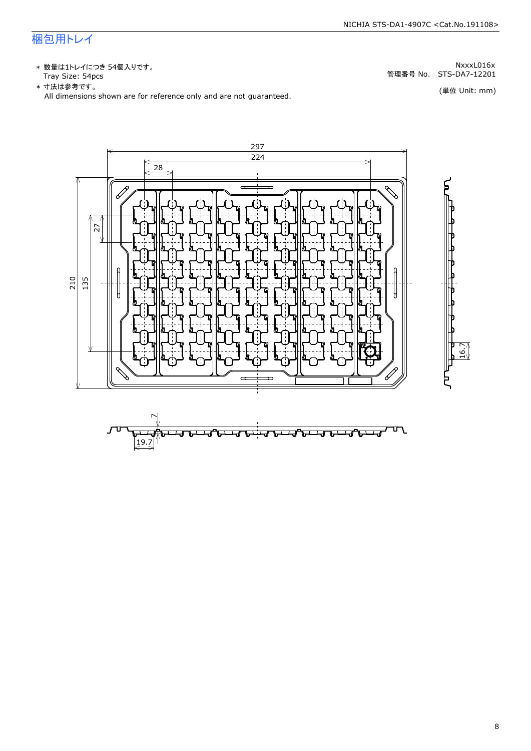## 梱包用トレイ

NxxxL016x
管理番号 No.　STS-DA7-12201

(単位 Unit: mm)

- * 数量は1トレイにつき 54個入りです。
  Tray Size: 54pcs
- * 寸法は参考です。
  All dimensions shown are for reference only and are not guaranteed.

297
224
28
27
210
135
16.7
7
19.7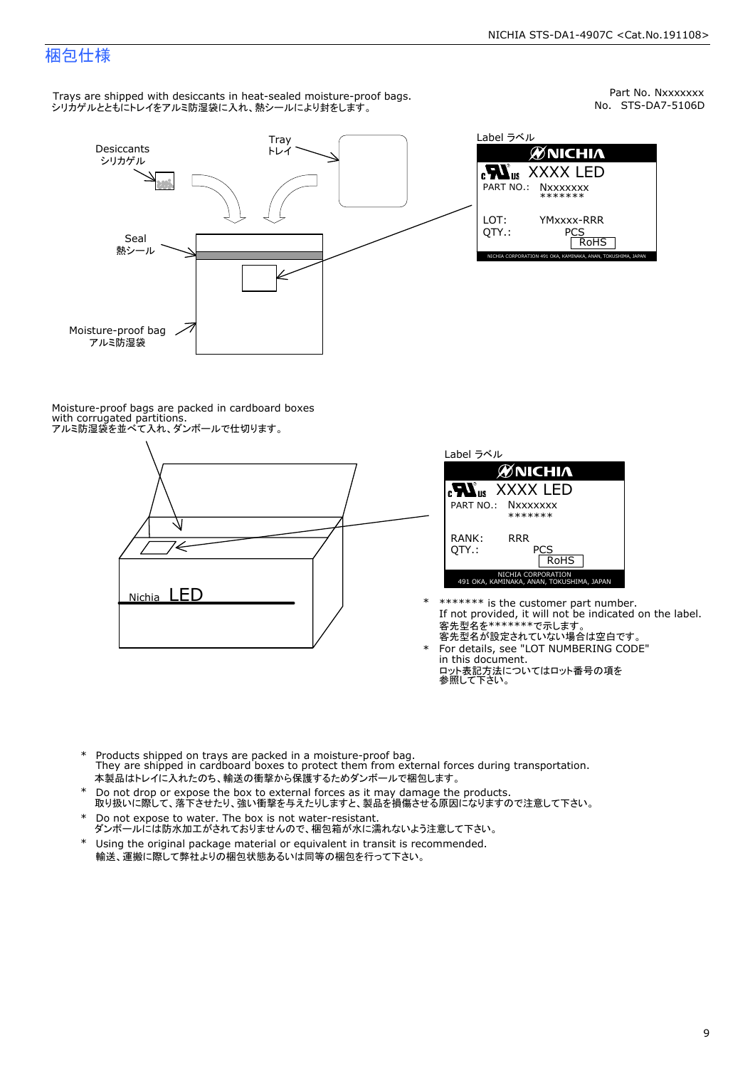# 梱包仕様

Part No. Nxxxxxxx
No. STS-DA7-5106D

Trays are shipped with desiccants in heat-sealed moisture-proof bags.
シリカゲルとともにトレイをアルミ防湿袋に入れ、熱シールにより封をします。

Desiccants
シリカゲル

Tray
トレイ

Seal
熱シール

Moisture-proof bag
アルミ防湿袋

Label ラベル

NICHIA
XXXX LED
PART NO.: Nxxxxxxx
*******
LOT: YMxxxx-RRR
QTY.: PCS
RoHS
NICHIA CORPORATION 491 OKA, KAMINAKA, ANAN, TOKUSHIMA, JAPAN

Moisture-proof bags are packed in cardboard boxes with corrugated partitions.
アルミ防湿袋を並べて入れ、ダンボールで仕切ります。

Nichia LED

Label ラベル

NICHIA
XXXX LED
PART NO.: Nxxxxxxx
*******
RANK: RRR
QTY.: PCS
RoHS
NICHIA CORPORATION
491 OKA, KAMINAKA, ANAN, TOKUSHIMA, JAPAN

- \* ******* is the customer part number.
  If not provided, it will not be indicated on the label.
  客先型名を*******で示します。
  客先型名が設定されていない場合は空白です。
- \* For details, see "LOT NUMBERING CODE" in this document.
  ロット表記方法についてはロット番号の項を参照して下さい。

- \* Products shipped on trays are packed in a moisture-proof bag.
  They are shipped in cardboard boxes to protect them from external forces during transportation.
  本製品はトレイに入れたのち、輸送の衝撃から保護するためダンボールで梱包します。
- \* Do not drop or expose the box to external forces as it may damage the products.
  取り扱いに際して、落下させたり、強い衝撃を与えたりしますと、製品を損傷させる原因になりますので注意して下さい。
- \* Do not expose to water. The box is not water-resistant.
  ダンボールには防水加工がされておりませんので、梱包箱が水に濡れないよう注意して下さい。
- \* Using the original package material or equivalent in transit is recommended.
  輸送、運搬に際して弊社よりの梱包状態あるいは同等の梱包を行って下さい。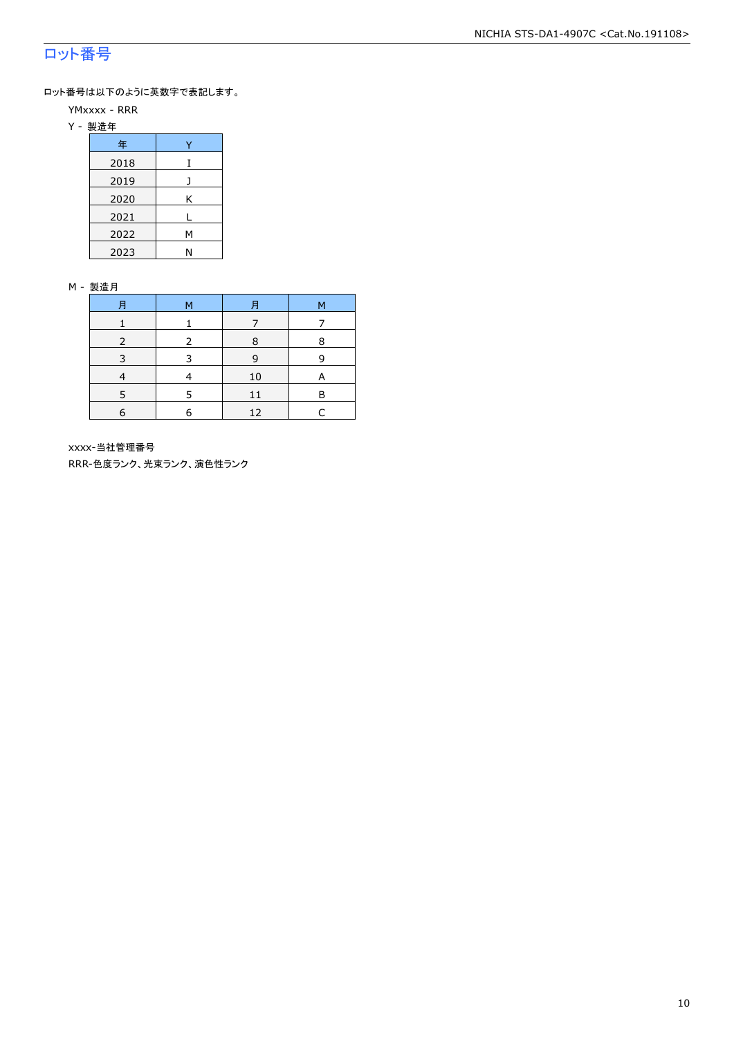# ロット番号

ロット番号は以下のように英数字で表記します。

YMxxxx - RRR

Y - 製造年

| 年 | Y |
|---|---|
| 2018 | I |
| 2019 | J |
| 2020 | K |
| 2021 | L |
| 2022 | M |
| 2023 | N |

M - 製造月

| 月 | M | 月 | M |
|---|---|---|---|
| 1 | 1 | 7 | 7 |
| 2 | 2 | 8 | 8 |
| 3 | 3 | 9 | 9 |
| 4 | 4 | 10 | A |
| 5 | 5 | 11 | B |
| 6 | 6 | 12 | C |

xxxx-当社管理番号

RRR-色度ランク、光束ランク、演色性ランク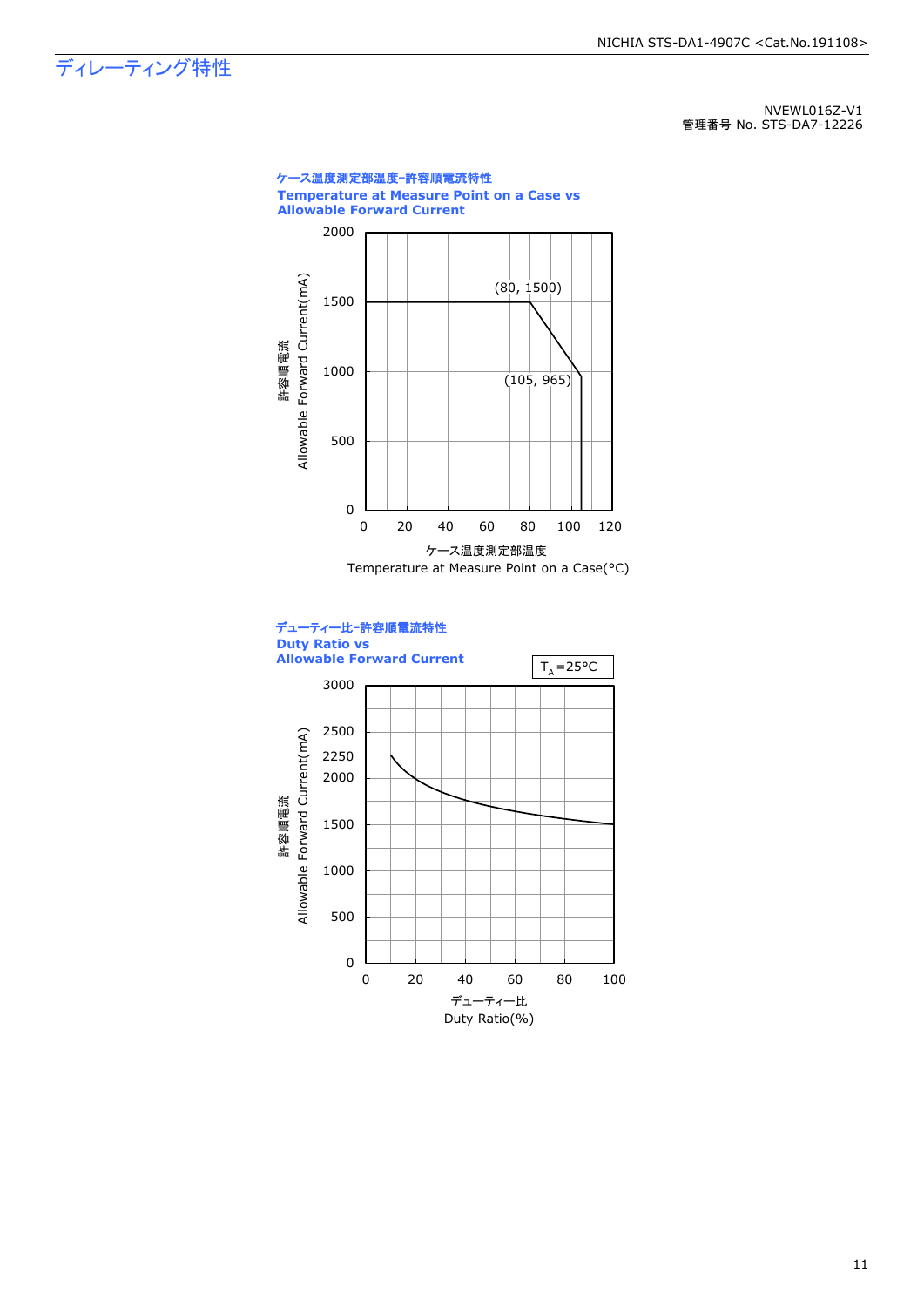## ディレーティング特性

NVEWL016Z-V1
管理番号 No. STS-DA7-12226

**ケース温度測定部温度-許容順電流特性**
**Temperature at Measure Point on a Case vs Allowable Forward Current**

許容順電流 Allowable Forward Current(mA)

(80, 1500)
(105, 965)

ケース温度測定部温度
Temperature at Measure Point on a Case(°C)

**デューティー比-許容順電流特性**
**Duty Ratio vs Allowable Forward Current**

$T_A$=25°C

許容順電流 Allowable Forward Current(mA)

デューティー比
Duty Ratio(%)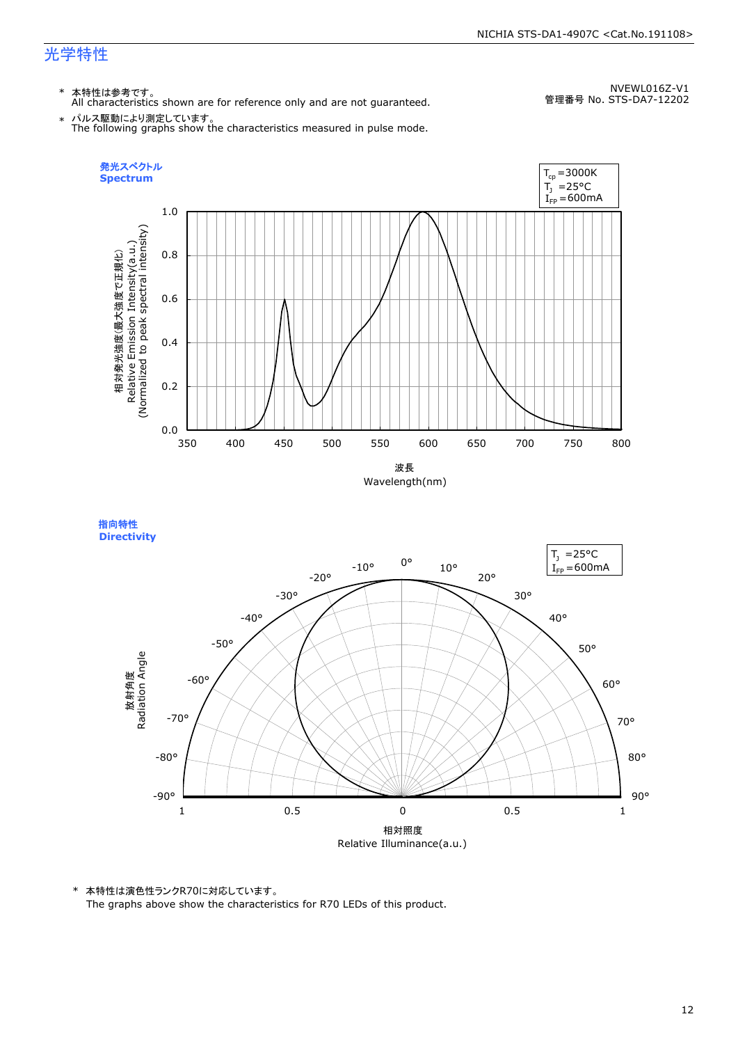## 光学特性

\* 本特性は参考です。
All characteristics shown are for reference only and are not guaranteed.

\* パルス駆動により測定しています。
The following graphs show the characteristics measured in pulse mode.

NVEWL016Z-V1
管理番号 No. STS-DA7-12202

**発光スペクトル**
**Spectrum**

$T_{cp}$ =3000K
$T_J$ =25°C
$I_{FP}$ =600mA

相対発光強度(最大強度で正規化)
Relative Emission Intensity(a.u.)
(Normalized to peak spectral intensity)

波長
Wavelength(nm)

**指向特性**
**Directivity**

$T_J$ =25°C
$I_{FP}$ =600mA

放射角度
Radiation Angle

相対照度
Relative Illuminance(a.u.)

\* 本特性は演色性ランクR70に対応しています。
The graphs above show the characteristics for R70 LEDs of this product.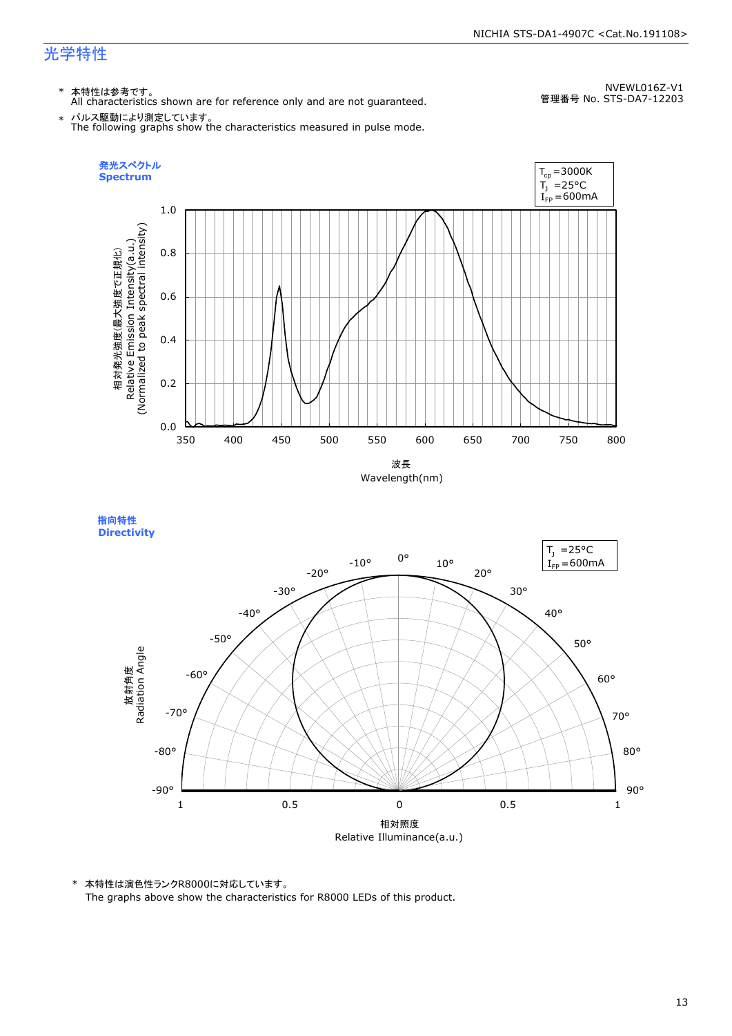## 光学特性

\* 本特性は参考です。
All characteristics shown are for reference only and are not guaranteed.

\* パルス駆動により測定しています。
The following graphs show the characteristics measured in pulse mode.

NVEWL016Z-V1
管理番号 No. STS-DA7-12203

### 発光スペクトル
### Spectrum

$T_{cp}$ =3000K
$T_J$ =25°C
$I_{FP}$ =600mA

相対発光強度(最大強度で正規化)
Relative Emission Intensity(a.u.)
(Normalized to peak spectral intensity)

波長
Wavelength(nm)

### 指向特性
### Directivity

$T_J$ =25°C
$I_{FP}$ =600mA

放射角度
Radiation Angle

相対照度
Relative Illuminance(a.u.)

\* 本特性は演色性ランクR8000に対応しています。
The graphs above show the characteristics for R8000 LEDs of this product.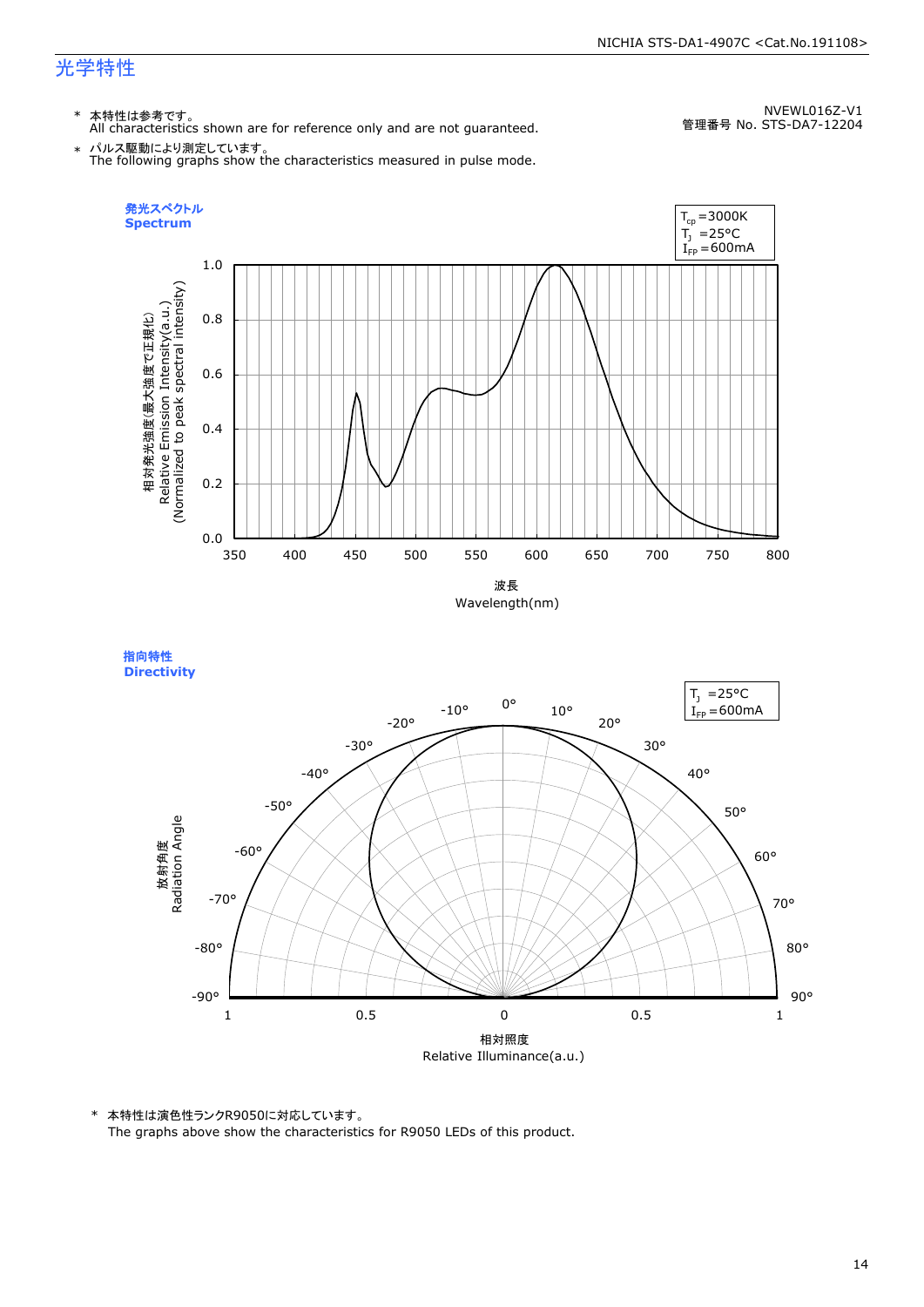# 光学特性

NVEWL016Z-V1
管理番号 No. STS-DA7-12204

\* 本特性は参考です。
All characteristics shown are for reference only and are not guaranteed.

\* パルス駆動により測定しています。
The following graphs show the characteristics measured in pulse mode.

**発光スペクトル**
**Spectrum**

$T_{cp}$ =3000K
$T_J$ =25°C
$I_{FP}$ =600mA

相対発光強度(最大強度で正規化)
Relative Emission Intensity(a.u.)
(Normalized to peak spectral intensity)

波長
Wavelength(nm)

**指向特性**
**Directivity**

$T_J$ =25°C
$I_{FP}$ =600mA

放射角度
Radiation Angle

相対照度
Relative Illuminance(a.u.)

\* 本特性は演色性ランクR9050に対応しています。
The graphs above show the characteristics for R9050 LEDs of this product.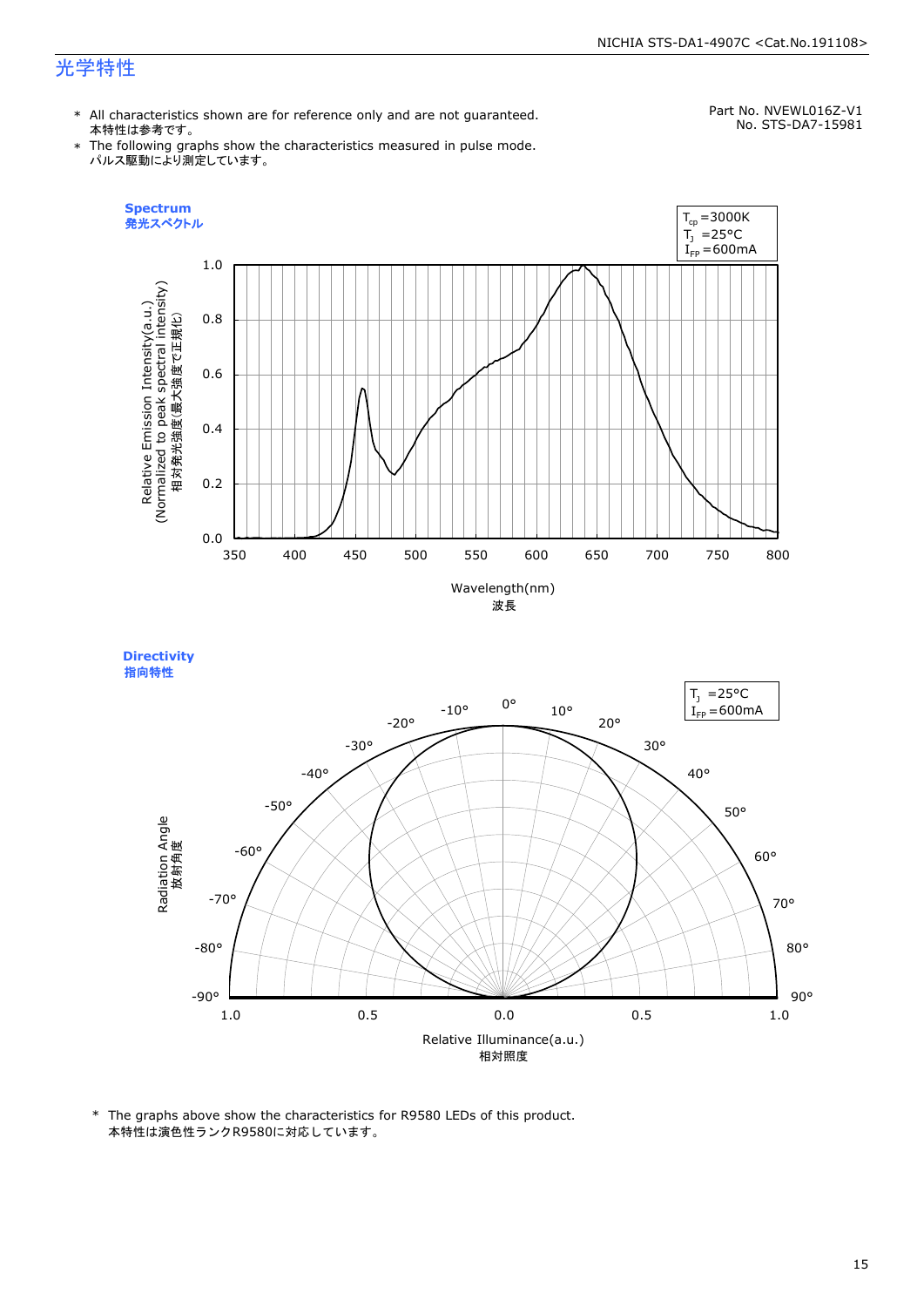# 光学特性

Part No. NVEWL016Z-V1
No. STS-DA7-15981

- \* All characteristics shown are for reference only and are not guaranteed.
  本特性は参考です。
- \* The following graphs show the characteristics measured in pulse mode.
  パルス駆動により測定しています。

**Spectrum**
**発光スペクトル**

$T_{cp}$ =3000K
$T_J$ =25°C
$I_{FP}$ =600mA

Relative Emission Intensity(a.u.)
(Normalized to peak spectral intensity)
相対発光強度(最大強度で正規化)

Wavelength(nm)
波長

**Directivity**
**指向特性**

$T_J$ =25°C
$I_{FP}$ =600mA

Radiation Angle
放射角度

Relative Illuminance(a.u.)
相対照度

\* The graphs above show the characteristics for R9580 LEDs of this product.
本特性は演色性ランクR9580に対応しています。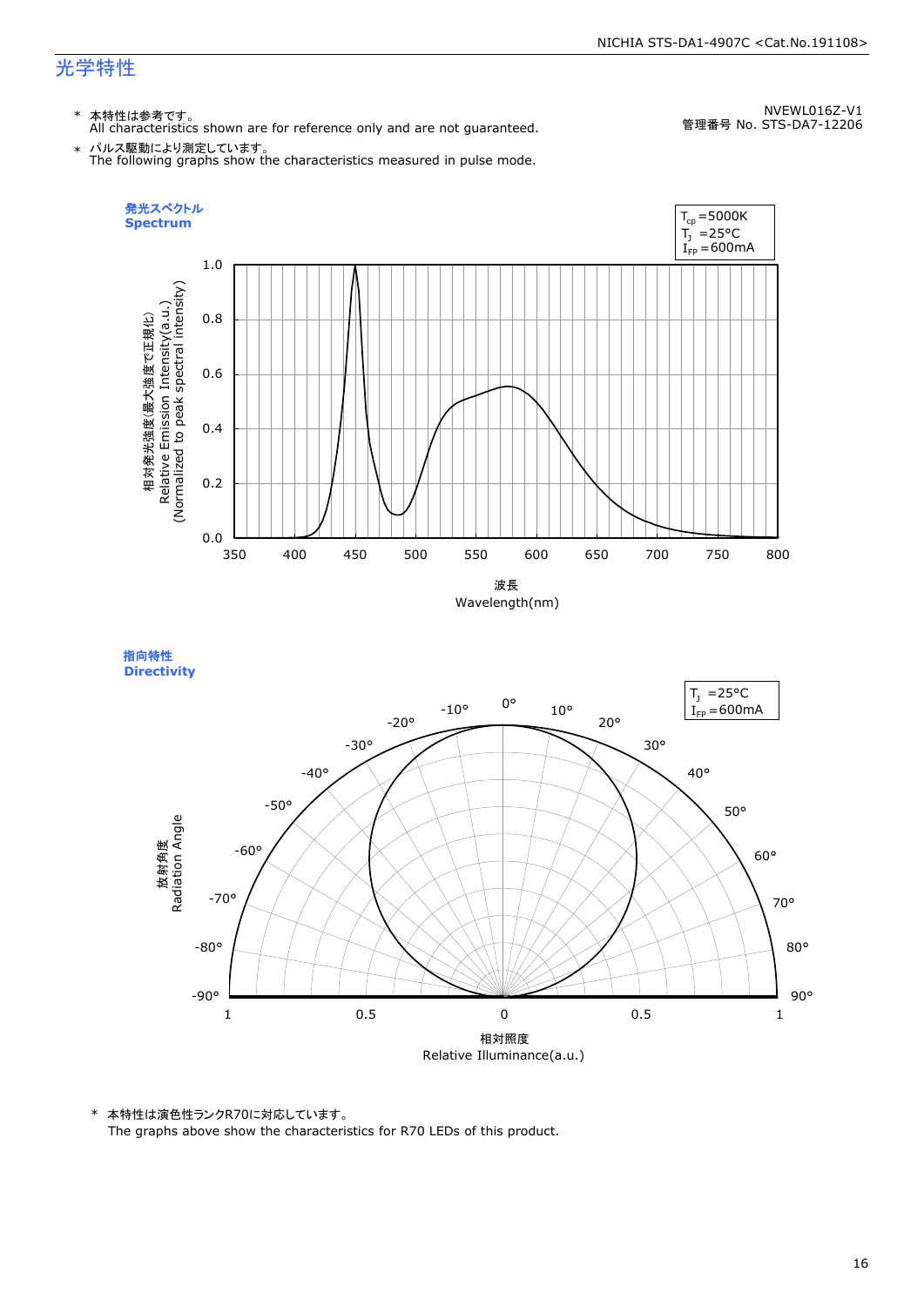## 光学特性

NVEWL016Z-V1
管理番号 No. STS-DA7-12206

\* 本特性は参考です。
All characteristics shown are for reference only and are not guaranteed.

\* パルス駆動により測定しています。
The following graphs show the characteristics measured in pulse mode.

### 発光スペクトル
### Spectrum

$T_{cp}$ =5000K
$T_J$ =25°C
$I_{FP}$ =600mA

相対発光強度(最大強度で正規化)
Relative Emission Intensity(a.u.)
(Normalized to peak spectral intensity)

波長
Wavelength(nm)

### 指向特性
### Directivity

$T_J$ =25°C
$I_{FP}$ =600mA

放射角度
Radiation Angle

相対照度
Relative Illuminance(a.u.)

\* 本特性は演色性ランクR70に対応しています。
The graphs above show the characteristics for R70 LEDs of this product.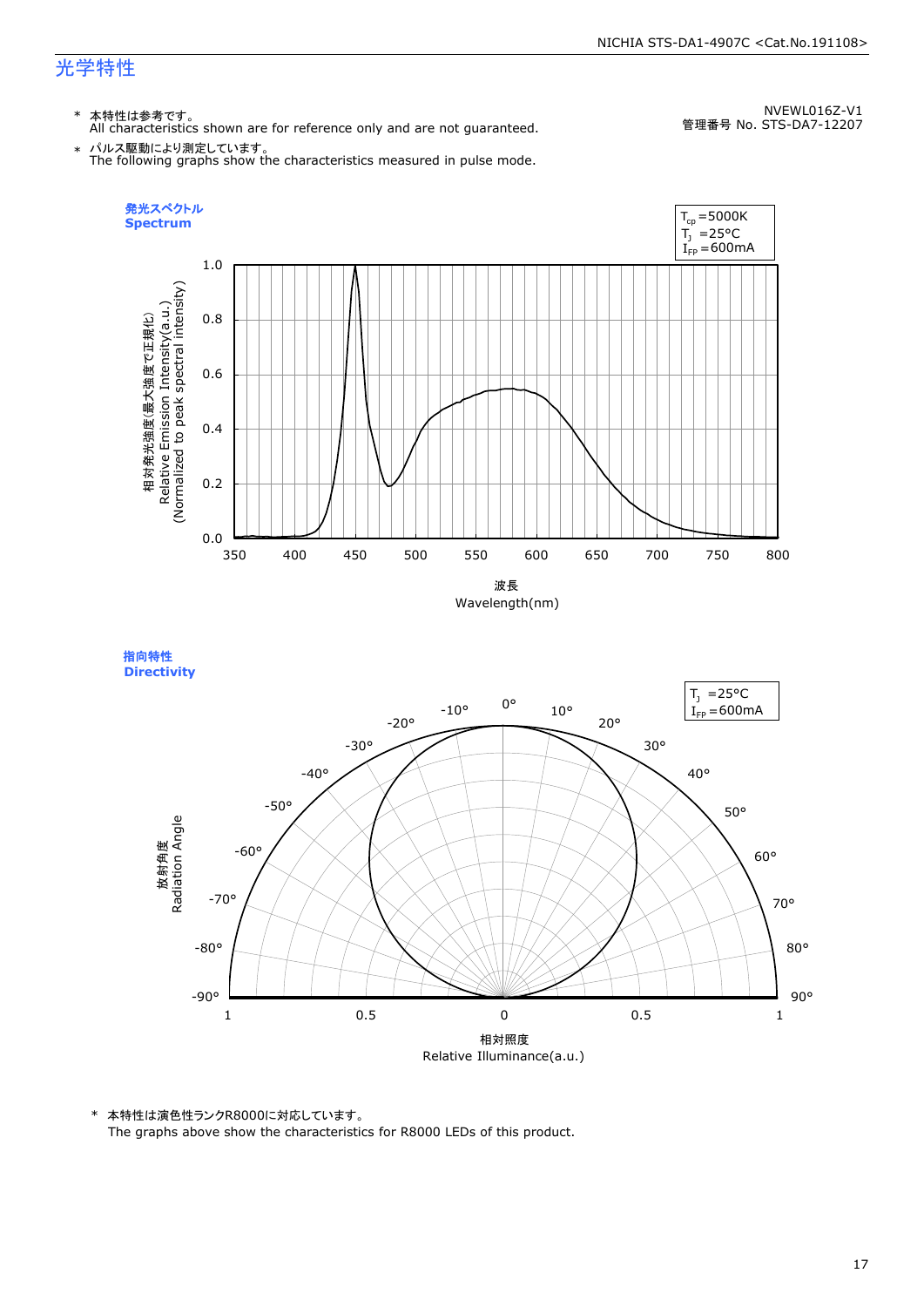## 光学特性

NVEWL016Z-V1
管理番号 No. STS-DA7-12207

\* 本特性は参考です。
All characteristics shown are for reference only and are not guaranteed.

\* パルス駆動により測定しています。
The following graphs show the characteristics measured in pulse mode.

**発光スペクトル**
**Spectrum**

$T_{cp}$=5000K
$T_J$ =25°C
$I_{FP}$=600mA

相対発光強度(最大強度で正規化)
Relative Emission Intensity(a.u.)
(Normalized to peak spectral intensity)

波長
Wavelength(nm)

**指向特性**
**Directivity**

$T_J$ =25°C
$I_{FP}$=600mA

放射角度
Radiation Angle

相対照度
Relative Illuminance(a.u.)

\* 本特性は演色性ランクR8000に対応しています。
The graphs above show the characteristics for R8000 LEDs of this product.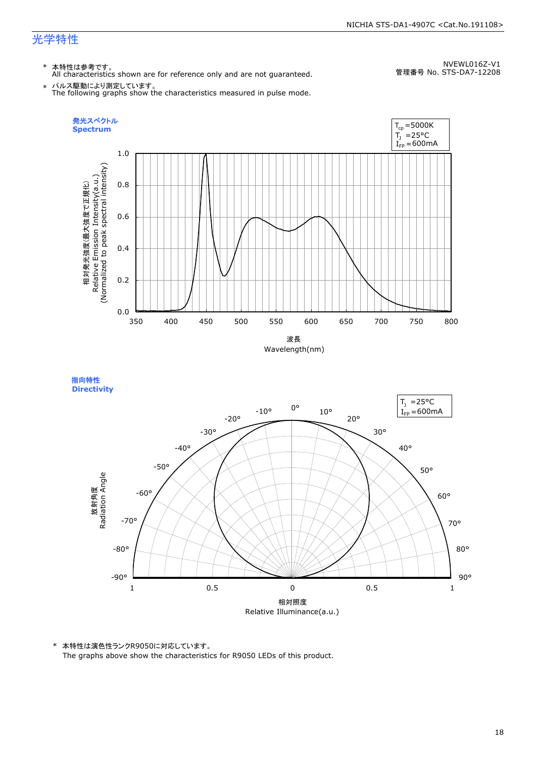## 光学特性

NVEWL016Z-V1
管理番号 No. STS-DA7-12208

* 本特性は参考です。
  All characteristics shown are for reference only and are not guaranteed.
* パルス駆動により測定しています。
  The following graphs show the characteristics measured in pulse mode.

### 発光スペクトル
### Spectrum

$T_{cp}$ =5000K
$T_J$ =25°C
$I_{FP}$ =600mA

相対発光強度(最大強度で正規化)
Relative Emission Intensity(a.u.)
(Normalized to peak spectral intensity)

波長
Wavelength(nm)

### 指向特性
### Directivity

$T_J$ =25°C
$I_{FP}$ =600mA

放射角度
Radiation Angle

相対照度
Relative Illuminance(a.u.)

* 本特性は演色性ランクR9050に対応しています。
  The graphs above show the characteristics for R9050 LEDs of this product.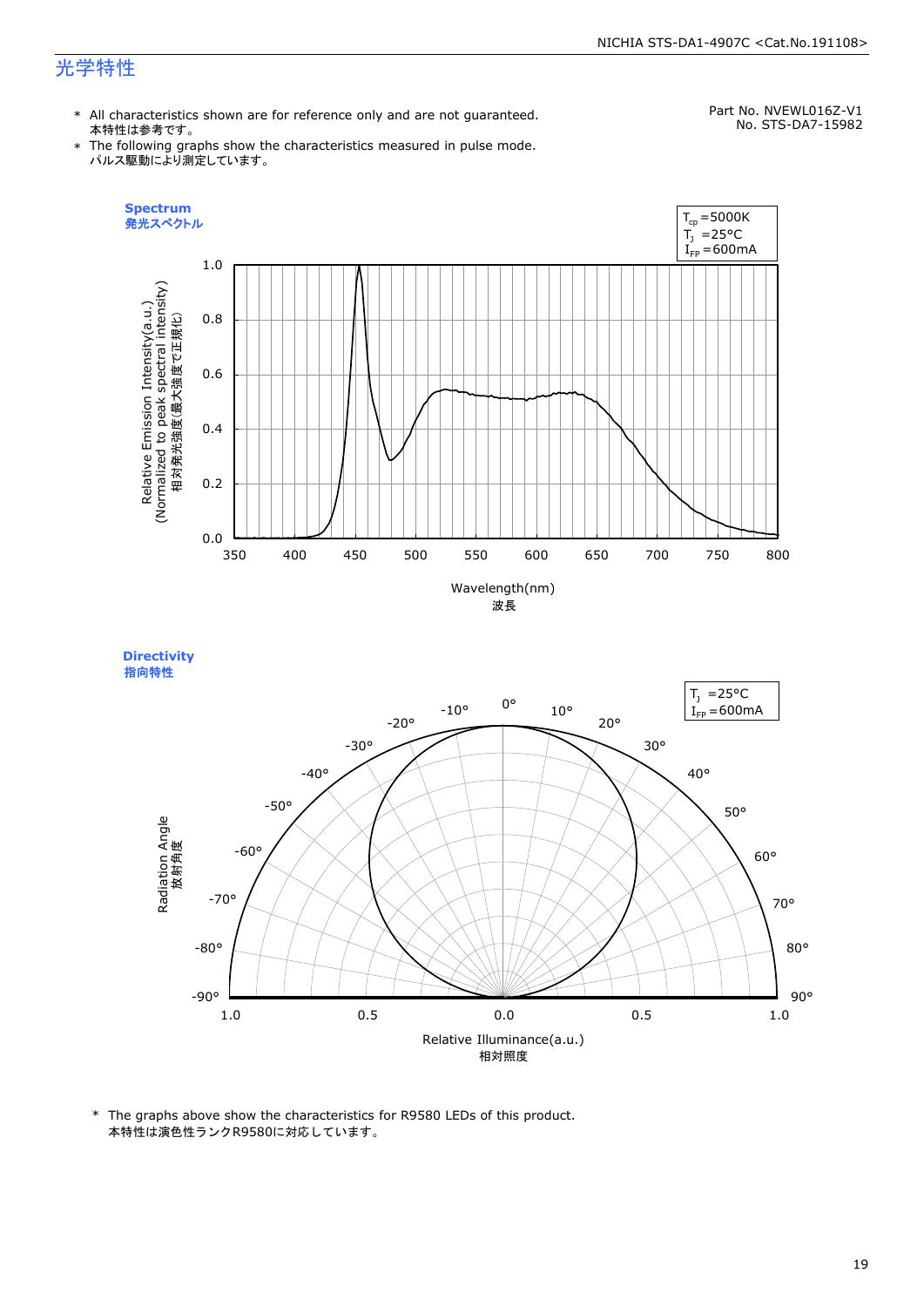# 光学特性

* All characteristics shown are for reference only and are not guaranteed.
  本特性は参考です。
* The following graphs show the characteristics measured in pulse mode.
  パルス駆動により測定しています。

Part No. NVEWL016Z-V1
No. STS-DA7-15982

**Spectrum**
**発光スペクトル**

$T_{cp}$ =5000K
$T_J$ =25°C
$I_{FP}$ =600mA

Relative Emission Intensity(a.u.)
(Normalized to peak spectral intensity)
相対発光強度(最大強度で正規化)

Wavelength(nm)
波長

**Directivity**
**指向特性**

$T_J$ =25°C
$I_{FP}$ =600mA

Radiation Angle
放射角度

Relative Illuminance(a.u.)
相対照度

* The graphs above show the characteristics for R9580 LEDs of this product.
  本特性は演色性ランクR9580に対応しています。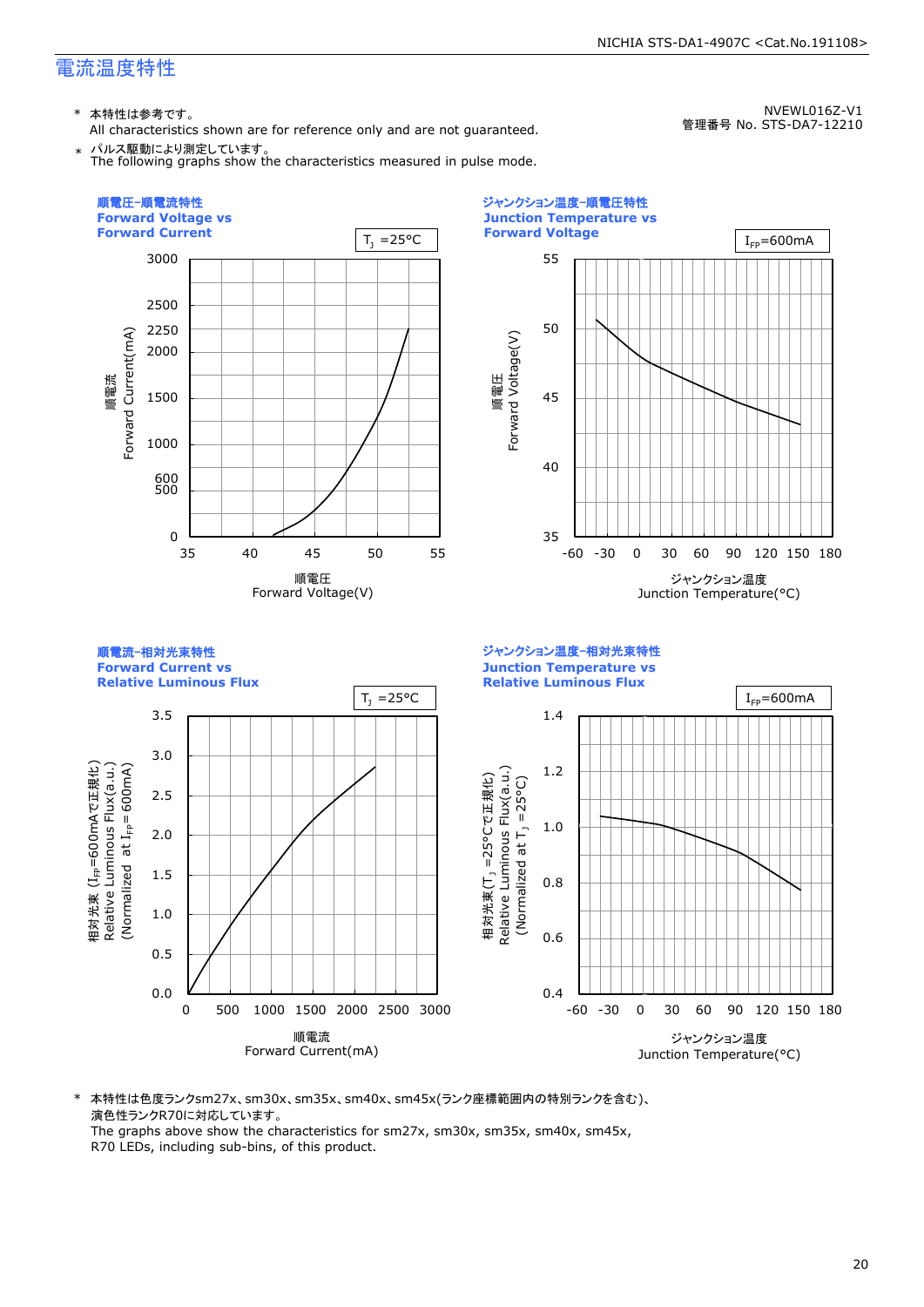# 電流温度特性

NVEWL016Z-V1
管理番号 No. STS-DA7-12210

\* 本特性は参考です。
All characteristics shown are for reference only and are not guaranteed.

\* パルス駆動により測定しています。
The following graphs show the characteristics measured in pulse mode.

**順電圧-順電流特性**
**Forward Voltage vs Forward Current**

$T_J$ =25°C

順電流 Forward Current(mA): 0, 500, 600, 1000, 1500, 2000, 2250, 2500, 3000
順電圧 Forward Voltage(V): 35, 40, 45, 50, 55

**ジャンクション温度-順電圧特性**
**Junction Temperature vs Forward Voltage**

$I_{FP}$=600mA

順電圧 Forward Voltage(V): 35, 40, 45, 50, 55
ジャンクション温度 Junction Temperature(°C): -60, -30, 0, 30, 60, 90, 120, 150, 180

**順電流-相対光束特性**
**Forward Current vs Relative Luminous Flux**

$T_J$ =25°C

相対光束 ($I_{FP}$=600mAで正規化) Relative Luminous Flux(a.u.) (Normalized at $I_{FP}$= 600mA): 0.0, 0.5, 1.0, 1.5, 2.0, 2.5, 3.0, 3.5
順電流 Forward Current(mA): 0, 500, 1000, 1500, 2000, 2500, 3000

**ジャンクション温度-相対光束特性**
**Junction Temperature vs Relative Luminous Flux**

$I_{FP}$=600mA

相対光束($T_J$ =25°Cで正規化) Relative Luminous Flux(a.u.) (Normalized at $T_J$ =25°C): 0.4, 0.6, 0.8, 1.0, 1.2, 1.4
ジャンクション温度 Junction Temperature(°C): -60, -30, 0, 30, 60, 90, 120, 150, 180

\* 本特性は色度ランクsm27x、sm30x、sm35x、sm40x、sm45x(ランク座標範囲内の特別ランクを含む)、演色性ランクR70に対応しています。
The graphs above show the characteristics for sm27x, sm30x, sm35x, sm40x, sm45x, R70 LEDs, including sub-bins, of this product.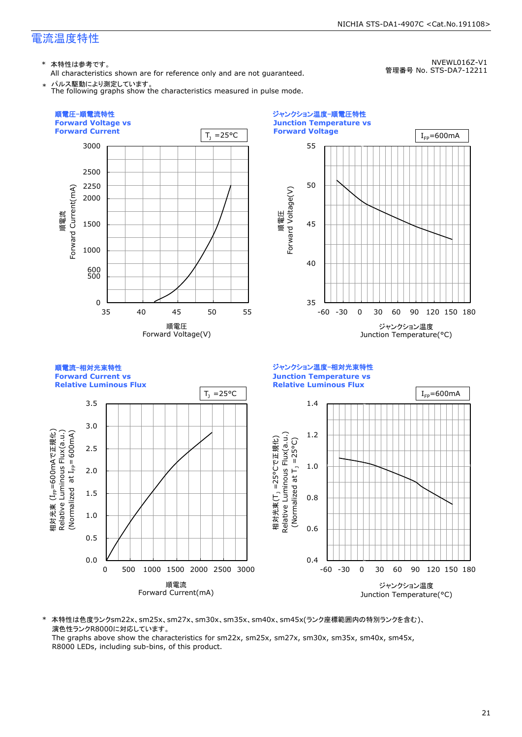## 電流温度特性

NVEWL016Z-V1
管理番号 No. STS-DA7-12211

- 本特性は参考です。
  All characteristics shown are for reference only and are not guaranteed.
- パルス駆動により測定しています。
  The following graphs show the characteristics measured in pulse mode.

**順電圧-順電流特性**
**Forward Voltage vs Forward Current**

$T_J$ =25°C

順電流 Forward Current(mA): 0, 500, 600, 1000, 1500, 2000, 2250, 2500, 3000
順電圧 Forward Voltage(V): 35, 40, 45, 50, 55

**ジャンクション温度-順電圧特性**
**Junction Temperature vs Forward Voltage**

$I_{FP}$=600mA

順電圧 Forward Voltage(V): 35, 40, 45, 50, 55
ジャンクション温度 Junction Temperature(°C): -60, -30, 0, 30, 60, 90, 120, 150, 180

**順電流-相対光束特性**
**Forward Current vs Relative Luminous Flux**

$T_J$ =25°C

相対光束 ($I_{FP}$=600mAで正規化) Relative Luminous Flux(a.u.) (Normalized at $I_{FP}$= 600mA): 0.0, 0.5, 1.0, 1.5, 2.0, 2.5, 3.0, 3.5
順電流 Forward Current(mA): 0, 500, 1000, 1500, 2000, 2500, 3000

**ジャンクション温度-相対光束特性**
**Junction Temperature vs Relative Luminous Flux**

$I_{FP}$=600mA

相対光束($T_J$ =25°Cで正規化) Relative Luminous Flux(a.u.) (Normalized at $T_J$ =25°C): 0.4, 0.6, 0.8, 1.0, 1.2, 1.4
ジャンクション温度 Junction Temperature(°C): -60, -30, 0, 30, 60, 90, 120, 150, 180

- 本特性は色度ランクsm22x、sm25x、sm27x、sm30x、sm35x、sm40x、sm45x(ランク座標範囲内の特別ランクを含む)、演色性ランクR8000に対応しています。
  The graphs above show the characteristics for sm22x, sm25x, sm27x, sm30x, sm35x, sm40x, sm45x, R8000 LEDs, including sub-bins, of this product.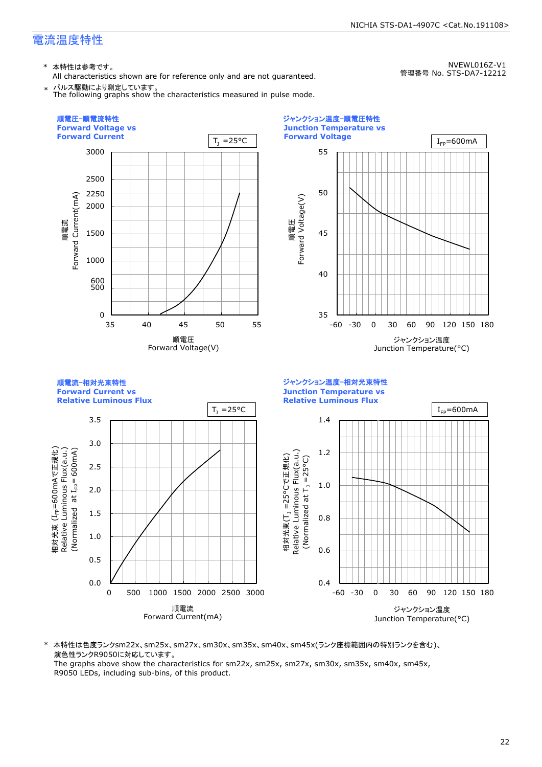# 電流温度特性

NVEWL016Z-V1
管理番号 No. STS-DA7-12212

\* 本特性は参考です。
All characteristics shown are for reference only and are not guaranteed.

\* パルス駆動により測定しています。
The following graphs show the characteristics measured in pulse mode.

**順電圧-順電流特性**
**Forward Voltage vs Forward Current**

$T_J$ =25°C

順電流 Forward Current(mA): 0, 500, 600, 1000, 1500, 2000, 2250, 2500, 3000

順電圧 Forward Voltage(V): 35, 40, 45, 50, 55

**ジャンクション温度-順電圧特性**
**Junction Temperature vs Forward Voltage**

$I_{FP}$=600mA

順電圧 Forward Voltage(V): 35, 40, 45, 50, 55

ジャンクション温度 Junction Temperature(°C): -60, -30, 0, 30, 60, 90, 120, 150, 180

**順電流-相対光束特性**
**Forward Current vs Relative Luminous Flux**

$T_J$ =25°C

相対光束 ($I_{FP}$=600mAで正規化) Relative Luminous Flux(a.u.) (Normalized at $I_{FP}$= 600mA): 0.0, 0.5, 1.0, 1.5, 2.0, 2.5, 3.0, 3.5

順電流 Forward Current(mA): 0, 500, 1000, 1500, 2000, 2500, 3000

**ジャンクション温度-相対光束特性**
**Junction Temperature vs Relative Luminous Flux**

$I_{FP}$=600mA

相対光束($T_J$ =25°Cで正規化) Relative Luminous Flux(a.u.) (Normalized at $T_J$ =25°C): 0.4, 0.6, 0.8, 1.0, 1.2, 1.4

ジャンクション温度 Junction Temperature(°C): -60, -30, 0, 30, 60, 90, 120, 150, 180

\* 本特性は色度ランクsm22x、sm25x、sm27x、sm30x、sm35x、sm40x、sm45x(ランク座標範囲内の特別ランクを含む)、演色性ランクR9050に対応しています。
The graphs above show the characteristics for sm22x, sm25x, sm27x, sm30x, sm35x, sm40x, sm45x, R9050 LEDs, including sub-bins, of this product.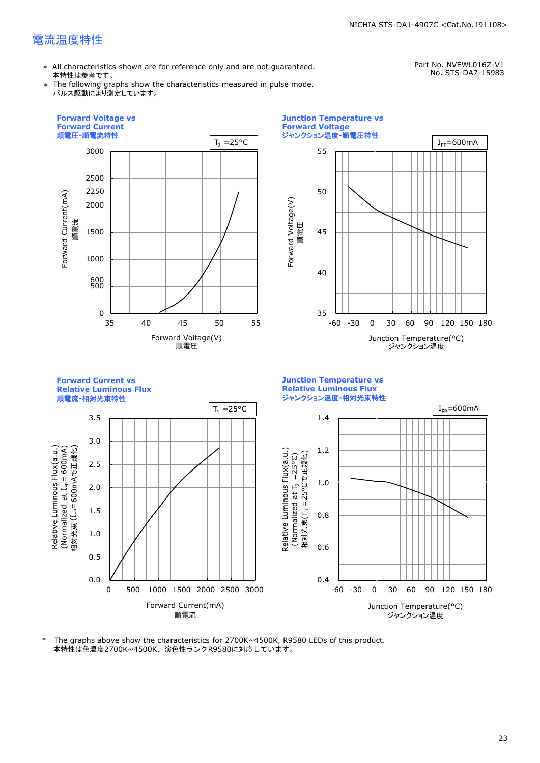## 電流温度特性

Part No. NVEWL016Z-V1
No. STS-DA7-15983

- ＊ All characteristics shown are for reference only and are not guaranteed.
  本特性は参考です。
- ＊ The following graphs show the characteristics measured in pulse mode.
  パルス駆動により測定しています。

**Forward Voltage vs Forward Current**
**順電圧-順電流特性**

$T_J$ =25°C

Forward Current(mA) 順電流: 0, 500, 600, 1000, 1500, 2000, 2250, 2500, 3000

Forward Voltage(V) 順電圧: 35, 40, 45, 50, 55

**Junction Temperature vs Forward Voltage**
**ジャンクション温度-順電圧特性**

$I_{FP}$=600mA

Forward Voltage(V) 順電圧: 35, 40, 45, 50, 55

Junction Temperature(°C) ジャンクション温度: -60, -30, 0, 30, 60, 90, 120, 150, 180

**Forward Current vs Relative Luminous Flux**
**順電流-相対光束特性**

$T_J$ =25°C

Relative Luminous Flux(a.u.) (Normalized at $I_{FP}$= 600mA) 相対光束 ($I_{FP}$=600mAで正規化): 0.0, 0.5, 1.0, 1.5, 2.0, 2.5, 3.0, 3.5

Forward Current(mA) 順電流: 0, 500, 1000, 1500, 2000, 2500, 3000

**Junction Temperature vs Relative Luminous Flux**
**ジャンクション温度-相対光束特性**

$I_{FP}$=600mA

Relative Luminous Flux(a.u.) (Normalized at $T_J$ =25°C) 相対光束($T_J$ =25°Cで正規化): 0.4, 0.6, 0.8, 1.0, 1.2, 1.4

Junction Temperature(°C) ジャンクション温度: -60, -30, 0, 30, 60, 90, 120, 150, 180

\* The graphs above show the characteristics for 2700K~4500K, R9580 LEDs of this product.
本特性は色温度2700K~4500K、演色性ランクR9580に対応しています。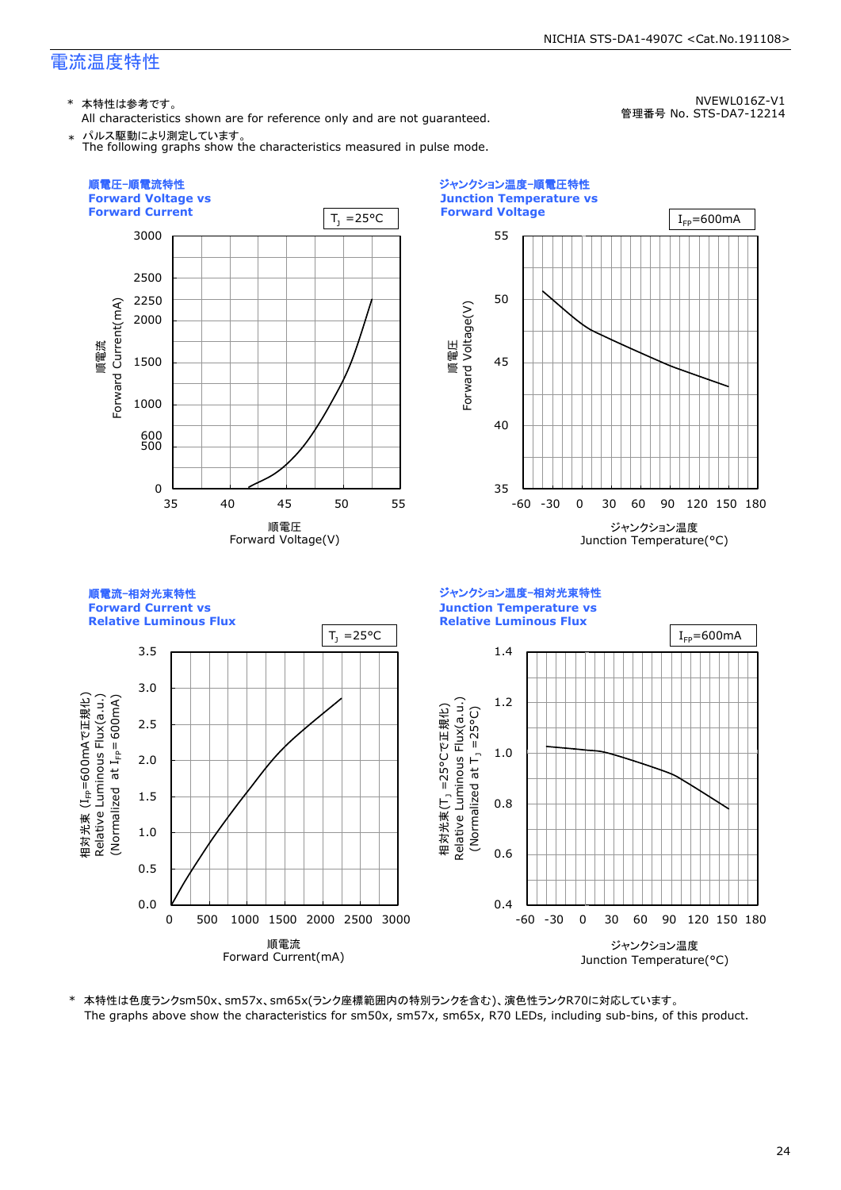## 電流温度特性

NVEWL016Z-V1
管理番号 No. STS-DA7-12214

\* 本特性は参考です。
All characteristics shown are for reference only and are not guaranteed.

\* パルス駆動により測定しています。
The following graphs show the characteristics measured in pulse mode.

**順電圧-順電流特性**
**Forward Voltage vs Forward Current**

$T_J$ =25°C

順電流 Forward Current(mA): 0, 500, 600, 1000, 1500, 2000, 2250, 2500, 3000

順電圧 Forward Voltage(V): 35, 40, 45, 50, 55

**ジャンクション温度-順電圧特性**
**Junction Temperature vs Forward Voltage**

$I_{FP}$=600mA

順電圧 Forward Voltage(V): 35, 40, 45, 50, 55

ジャンクション温度 Junction Temperature(°C): -60, -30, 0, 30, 60, 90, 120, 150, 180

**順電流-相対光束特性**
**Forward Current vs Relative Luminous Flux**

$T_J$ =25°C

相対光束 ($I_{FP}$=600mAで正規化) Relative Luminous Flux(a.u.) (Normalized at $I_{FP}$= 600mA): 0.0, 0.5, 1.0, 1.5, 2.0, 2.5, 3.0, 3.5

順電流 Forward Current(mA): 0, 500, 1000, 1500, 2000, 2500, 3000

**ジャンクション温度-相対光束特性**
**Junction Temperature vs Relative Luminous Flux**

$I_{FP}$=600mA

相対光束($T_J$ =25°Cで正規化) Relative Luminous Flux(a.u.) (Normalized at $T_J$ =25°C): 0.4, 0.6, 0.8, 1.0, 1.2, 1.4

ジャンクション温度 Junction Temperature(°C): -60, -30, 0, 30, 60, 90, 120, 150, 180

\* 本特性は色度ランクsm50x、sm57x、sm65x(ランク座標範囲内の特別ランクを含む)、演色性ランクR70に対応しています。
The graphs above show the characteristics for sm50x, sm57x, sm65x, R70 LEDs, including sub-bins, of this product.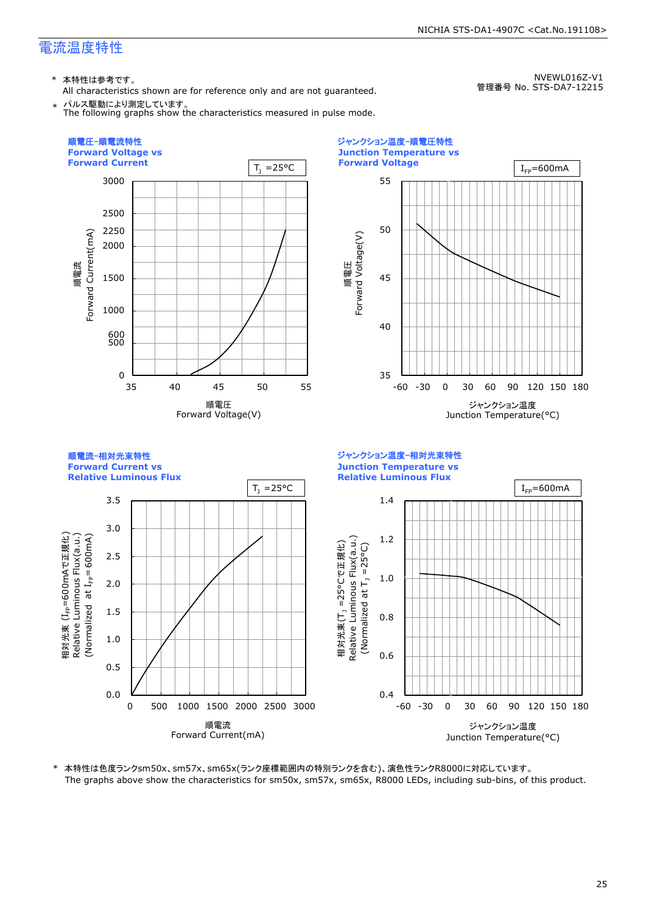## 電流温度特性

NVEWL016Z-V1
管理番号 No. STS-DA7-12215

\* 本特性は参考です。
All characteristics shown are for reference only and are not guaranteed.

\* パルス駆動により測定しています。
The following graphs show the characteristics measured in pulse mode.

### 順電圧-順電流特性
### Forward Voltage vs Forward Current

$T_J$ =25°C

順電流 Forward Current(mA): 0, 500, 600, 1000, 1500, 2000, 2250, 2500, 3000

順電圧 Forward Voltage(V): 35, 40, 45, 50, 55

### ジャンクション温度-順電圧特性
### Junction Temperature vs Forward Voltage

$I_{FP}$=600mA

順電圧 Forward Voltage(V): 35, 40, 45, 50, 55

ジャンクション温度 Junction Temperature(°C): -60, -30, 0, 30, 60, 90, 120, 150, 180

### 順電流-相対光束特性
### Forward Current vs Relative Luminous Flux

$T_J$ =25°C

相対光束 ($I_{FP}$=600mAで正規化) Relative Luminous Flux(a.u.) (Normalized at $I_{FP}$= 600mA): 0.0, 0.5, 1.0, 1.5, 2.0, 2.5, 3.0, 3.5

順電流 Forward Current(mA): 0, 500, 1000, 1500, 2000, 2500, 3000

### ジャンクション温度-相対光束特性
### Junction Temperature vs Relative Luminous Flux

$I_{FP}$=600mA

相対光束($T_J$ =25°Cで正規化) Relative Luminous Flux(a.u.) (Normalized at $T_J$ =25°C): 0.4, 0.6, 0.8, 1.0, 1.2, 1.4

ジャンクション温度 Junction Temperature(°C): -60, -30, 0, 30, 60, 90, 120, 150, 180

\* 本特性は色度ランクsm50x、sm57x、sm65x(ランク座標範囲内の特別ランクを含む)、演色性ランクR8000に対応しています。
The graphs above show the characteristics for sm50x, sm57x, sm65x, R8000 LEDs, including sub-bins, of this product.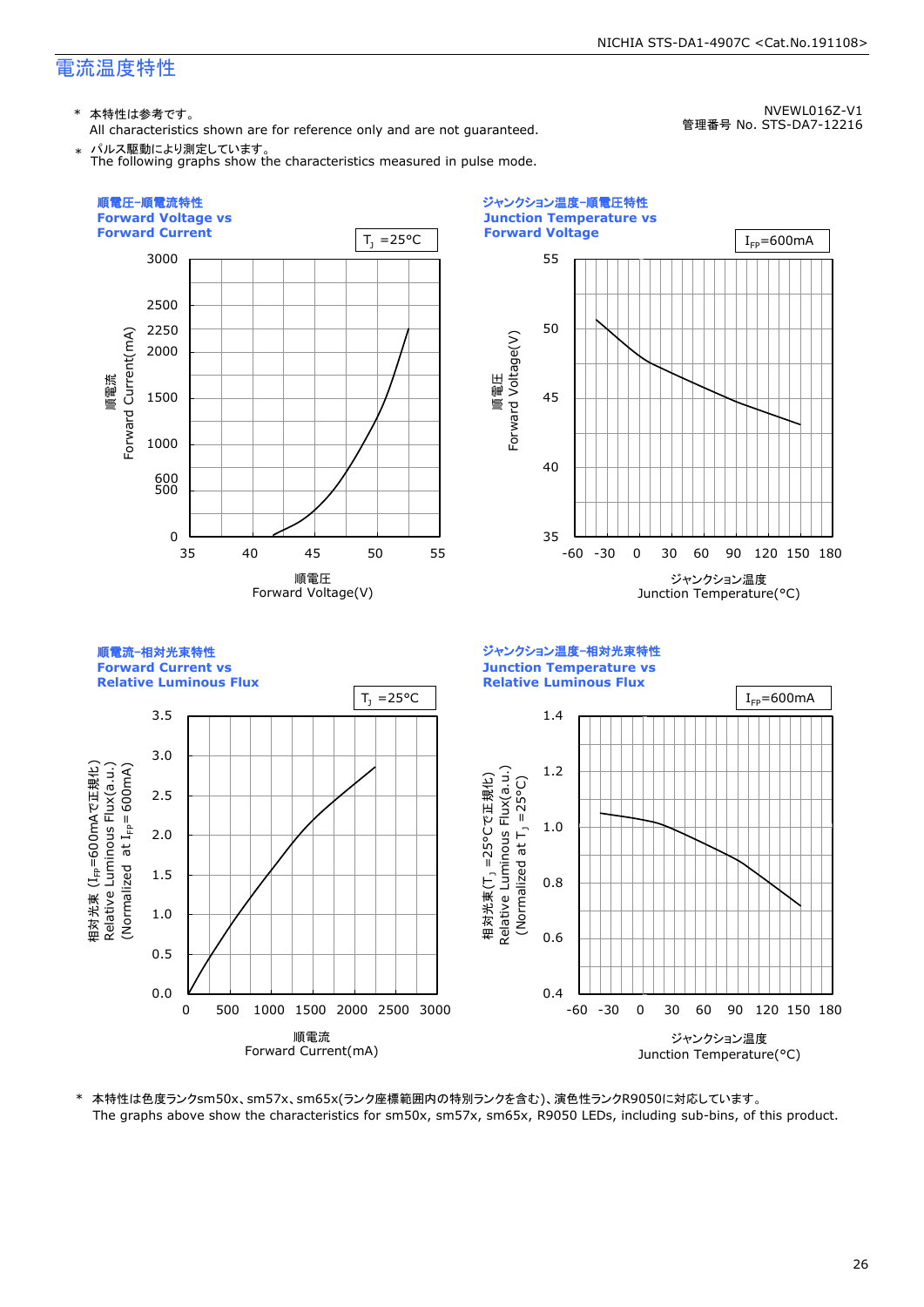## 電流温度特性

NVEWL016Z-V1
管理番号 No. STS-DA7-12216

* 本特性は参考です。
  All characteristics shown are for reference only and are not guaranteed.
* パルス駆動により測定しています。
  The following graphs show the characteristics measured in pulse mode.

**順電圧-順電流特性**
**Forward Voltage vs Forward Current**

$T_J$ =25°C

順電流 Forward Current(mA): 0, 500, 600, 1000, 1500, 2000, 2250, 2500, 3000

順電圧 Forward Voltage(V): 35, 40, 45, 50, 55

**ジャンクション温度-順電圧特性**
**Junction Temperature vs Forward Voltage**

$I_{FP}$=600mA

順電圧 Forward Voltage(V): 35, 40, 45, 50, 55

ジャンクション温度 Junction Temperature(°C): -60, -30, 0, 30, 60, 90, 120, 150, 180

**順電流-相対光束特性**
**Forward Current vs Relative Luminous Flux**

$T_J$ =25°C

相対光束 ($I_{FP}$=600mAで正規化) Relative Luminous Flux(a.u.) (Normalized at $I_{FP}$= 600mA): 0.0, 0.5, 1.0, 1.5, 2.0, 2.5, 3.0, 3.5

順電流 Forward Current(mA): 0, 500, 1000, 1500, 2000, 2500, 3000

**ジャンクション温度-相対光束特性**
**Junction Temperature vs Relative Luminous Flux**

$I_{FP}$=600mA

相対光束($T_J$ =25°Cで正規化) Relative Luminous Flux(a.u.) (Normalized at $T_J$ =25°C): 0.4, 0.6, 0.8, 1.0, 1.2, 1.4

ジャンクション温度 Junction Temperature(°C): -60, -30, 0, 30, 60, 90, 120, 150, 180

* 本特性は色度ランクsm50x、sm57x、sm65x(ランク座標範囲内の特別ランクを含む)、演色性ランクR9050に対応しています。
  The graphs above show the characteristics for sm50x, sm57x, sm65x, R9050 LEDs, including sub-bins, of this product.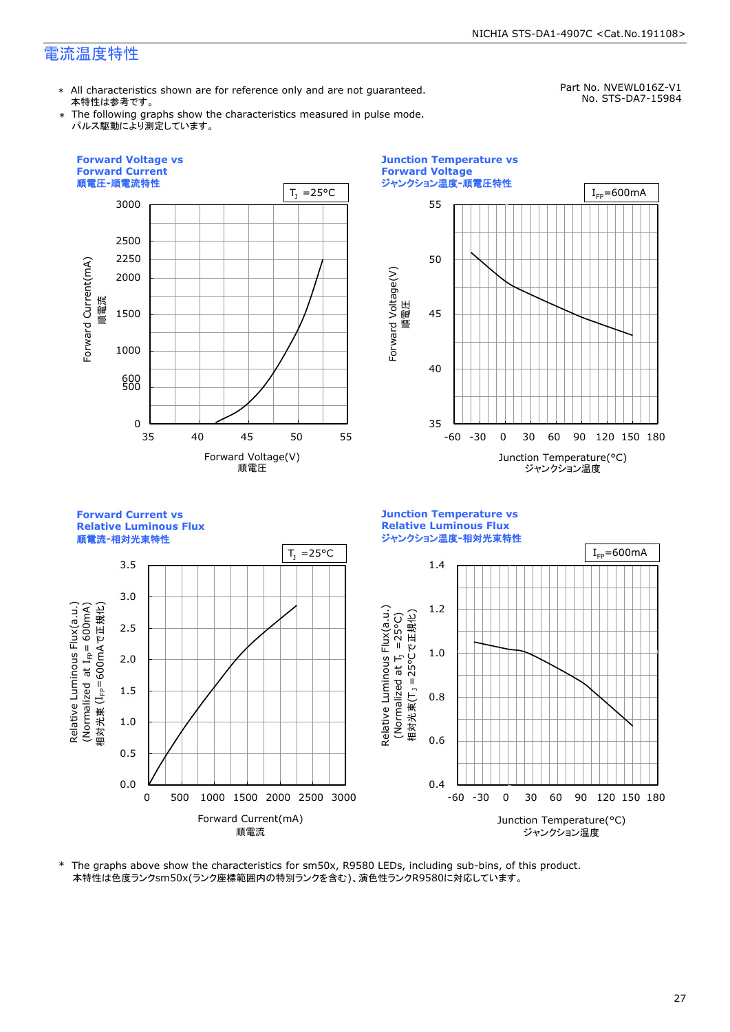# 電流温度特性

Part No. NVEWL016Z-V1
No. STS-DA7-15984

* All characteristics shown are for reference only and are not guaranteed.
  本特性は参考です。
* The following graphs show the characteristics measured in pulse mode.
  パルス駆動により測定しています。

**Forward Voltage vs Forward Current**
**順電圧-順電流特性**

$T_J$ =25°C

Forward Current(mA) 順電流
Forward Voltage(V) 順電圧

**Junction Temperature vs Forward Voltage**
**ジャンクション温度-順電圧特性**

$I_{FP}$=600mA

Forward Voltage(V) 順電圧
Junction Temperature(°C) ジャンクション温度

**Forward Current vs Relative Luminous Flux**
**順電流-相対光束特性**

$T_J$ =25°C

Relative Luminous Flux(a.u.) (Normalized at $I_{FP}$= 600mA) 相対光束 ($I_{FP}$=600mAで正規化)
Forward Current(mA) 順電流

**Junction Temperature vs Relative Luminous Flux**
**ジャンクション温度-相対光束特性**

$I_{FP}$=600mA

Relative Luminous Flux(a.u.) (Normalized at $T_J$ =25°C) 相対光束($T_J$ =25°Cで正規化)
Junction Temperature(°C) ジャンクション温度

* The graphs above show the characteristics for sm50x, R9580 LEDs, including sub-bins, of this product.
  本特性は色度ランクsm50x(ランク座標範囲内の特別ランクを含む)、演色性ランクR9580に対応しています。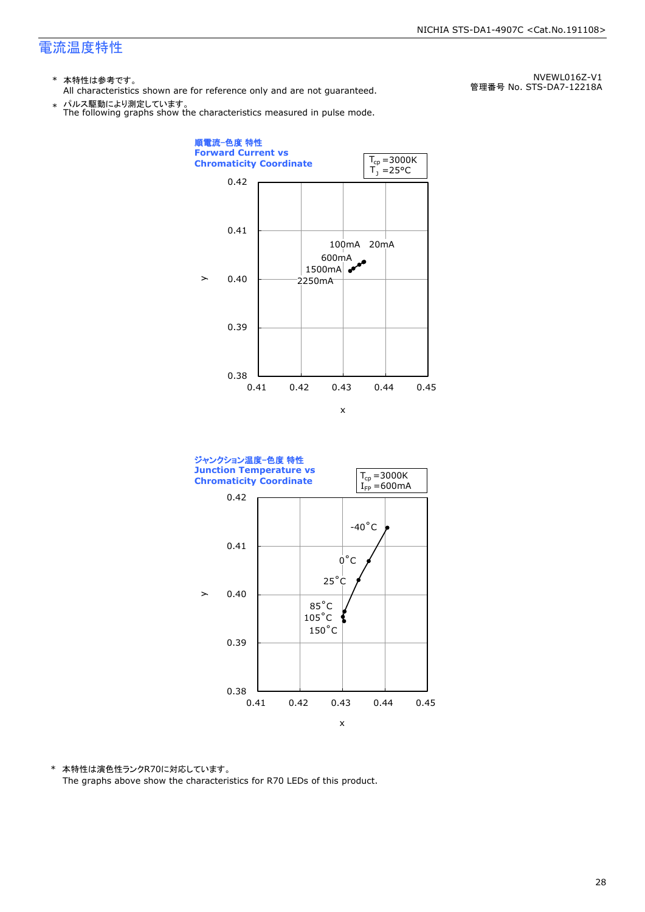## 電流温度特性

NVEWL016Z-V1
管理番号 No. STS-DA7-12218A

\* 本特性は参考です。
All characteristics shown are for reference only and are not guaranteed.

\* パルス駆動により測定しています。
The following graphs show the characteristics measured in pulse mode.

**順電流−色度 特性**
**Forward Current vs Chromaticity Coordinate**

$T_{cp}$ =3000K
$T_J$ =25°C

y: 0.38 – 0.42; x: 0.41 – 0.45

100mA 20mA
600mA
1500mA
2250mA

**ジャンクション温度−色度 特性**
**Junction Temperature vs Chromaticity Coordinate**

$T_{cp}$ =3000K
$I_{FP}$ =600mA

y: 0.38 – 0.42; x: 0.41 – 0.45

-40°C
0°C
25°C
85°C
105°C
150°C

\* 本特性は演色性ランクR70に対応しています。
The graphs above show the characteristics for R70 LEDs of this product.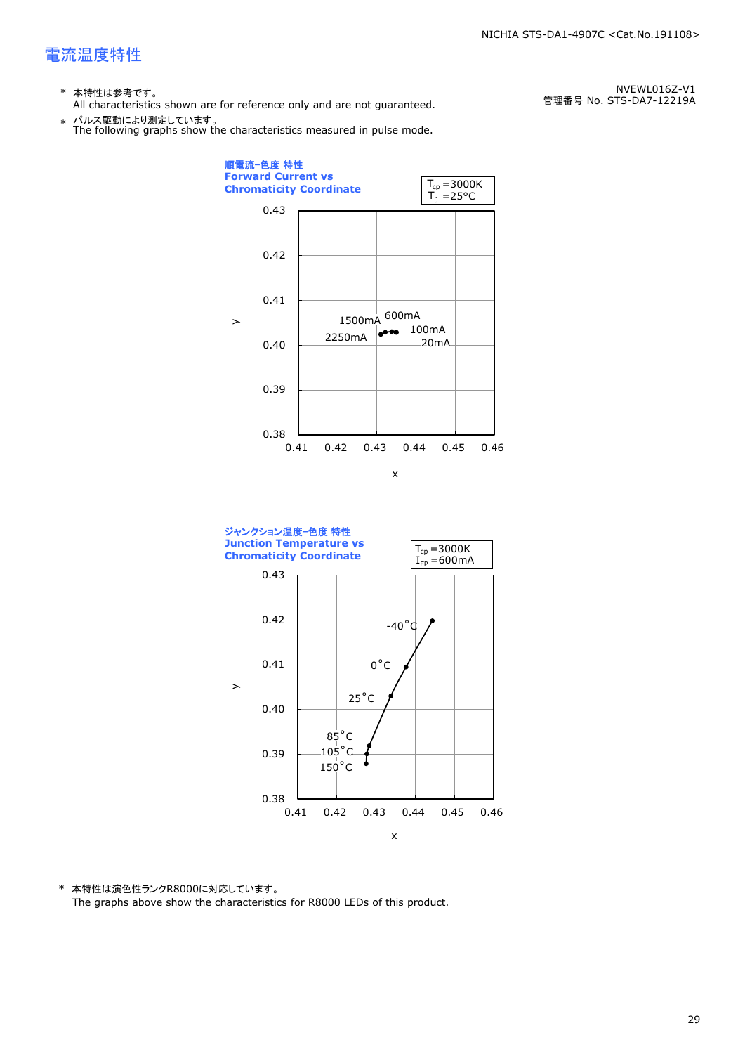# 電流温度特性

NVEWL016Z-V1
管理番号 No. STS-DA7-12219A

\* 本特性は参考です。
All characteristics shown are for reference only and are not guaranteed.

\* パルス駆動により測定しています。
The following graphs show the characteristics measured in pulse mode.

**順電流-色度 特性**
**Forward Current vs Chromaticity Coordinate**

$T_{cp}$ =3000K
$T_J$ =25°C

y: 0.38–0.43
x: 0.41–0.46

1500mA, 600mA, 100mA, 2250mA, 20mA

**ジャンクション温度-色度 特性**
**Junction Temperature vs Chromaticity Coordinate**

$T_{cp}$ =3000K
$I_{FP}$ =600mA

y: 0.38–0.43
x: 0.41–0.46

-40°C, 0°C, 25°C, 85°C, 105°C, 150°C

\* 本特性は演色性ランクR8000に対応しています。
The graphs above show the characteristics for R8000 LEDs of this product.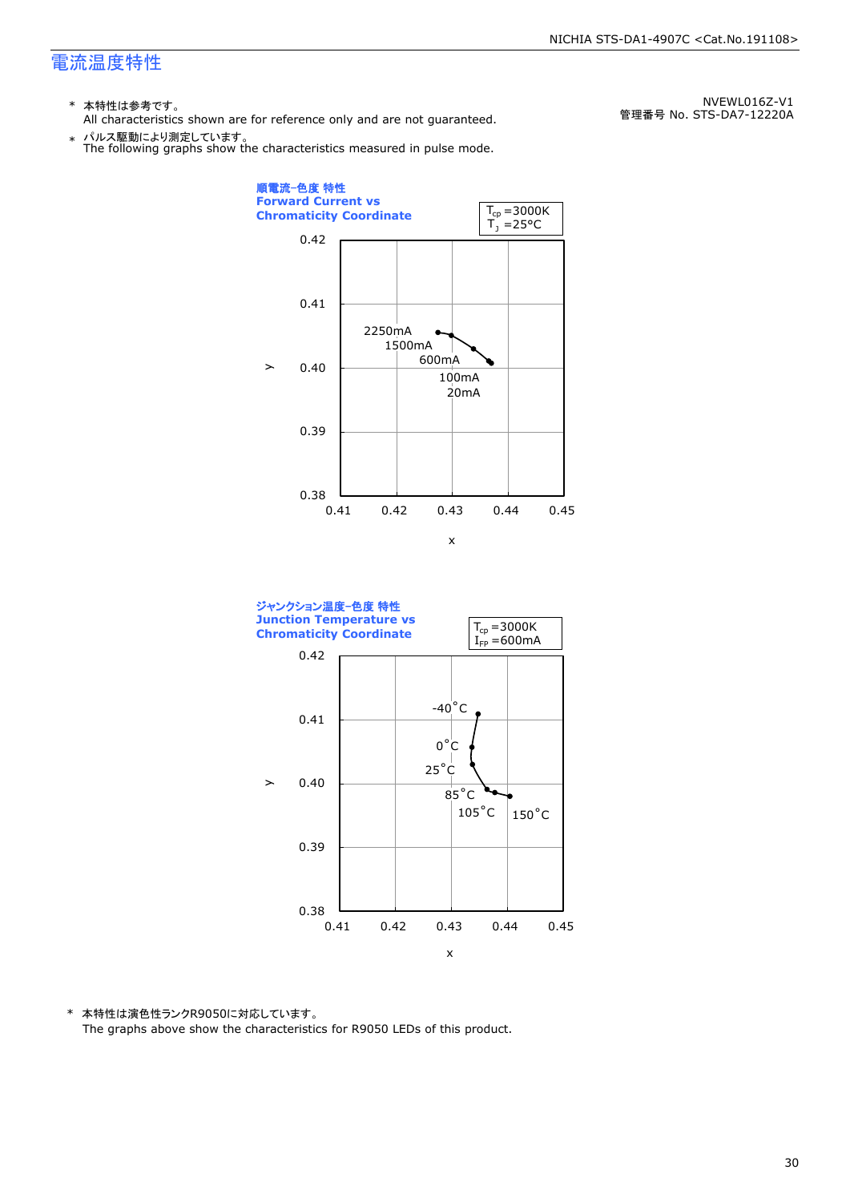# 電流温度特性

NVEWL016Z-V1
管理番号 No. STS-DA7-12220A

* 本特性は参考です。
  All characteristics shown are for reference only and are not guaranteed.
* パルス駆動により測定しています。
  The following graphs show the characteristics measured in pulse mode.

**順電流-色度 特性**
**Forward Current vs Chromaticity Coordinate**

$T_{cp}$ =3000K
$T_J$ =25°C

y: 0.38–0.42, x: 0.41–0.45

2250mA, 1500mA, 600mA, 100mA, 20mA

**ジャンクション温度-色度 特性**
**Junction Temperature vs Chromaticity Coordinate**

$T_{cp}$ =3000K
$I_{FP}$ =600mA

y: 0.38–0.42, x: 0.41–0.45

-40°C, 0°C, 25°C, 85°C, 105°C, 150°C

* 本特性は演色性ランクR9050に対応しています。
  The graphs above show the characteristics for R9050 LEDs of this product.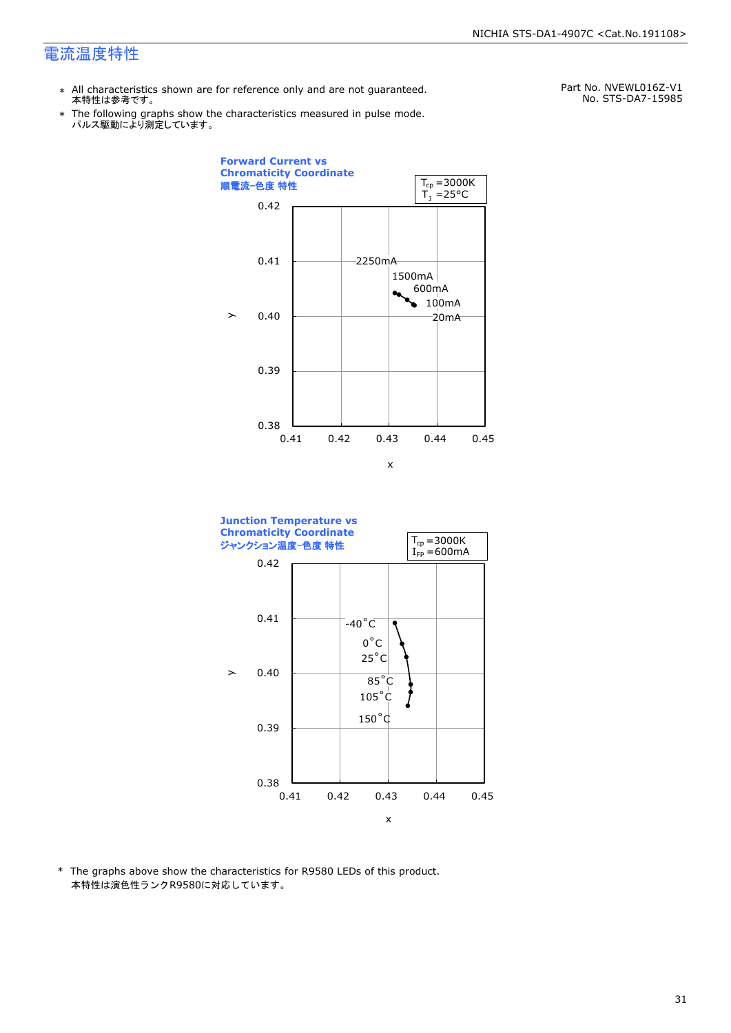# 電流温度特性

Part No. NVEWL016Z-V1
No. STS-DA7-15985

* All characteristics shown are for reference only and are not guaranteed.
 本特性は参考です。
* The following graphs show the characteristics measured in pulse mode.
 パルス駆動により測定しています。

**Forward Current vs Chromaticity Coordinate**
**順電流-色度 特性**

$T_{cp}$ =3000K
$T_J$ =25°C

y: 0.38 – 0.42; x: 0.41 – 0.45

Labels: 2250mA, 1500mA, 600mA, 100mA, 20mA

**Junction Temperature vs Chromaticity Coordinate**
**ジャンクション温度-色度 特性**

$T_{cp}$ =3000K
$I_{FP}$ =600mA

y: 0.38 – 0.42; x: 0.41 – 0.45

Labels: -40°C, 0°C, 25°C, 85°C, 105°C, 150°C

* The graphs above show the characteristics for R9580 LEDs of this product.
 本特性は演色性ランクR9580に対応しています。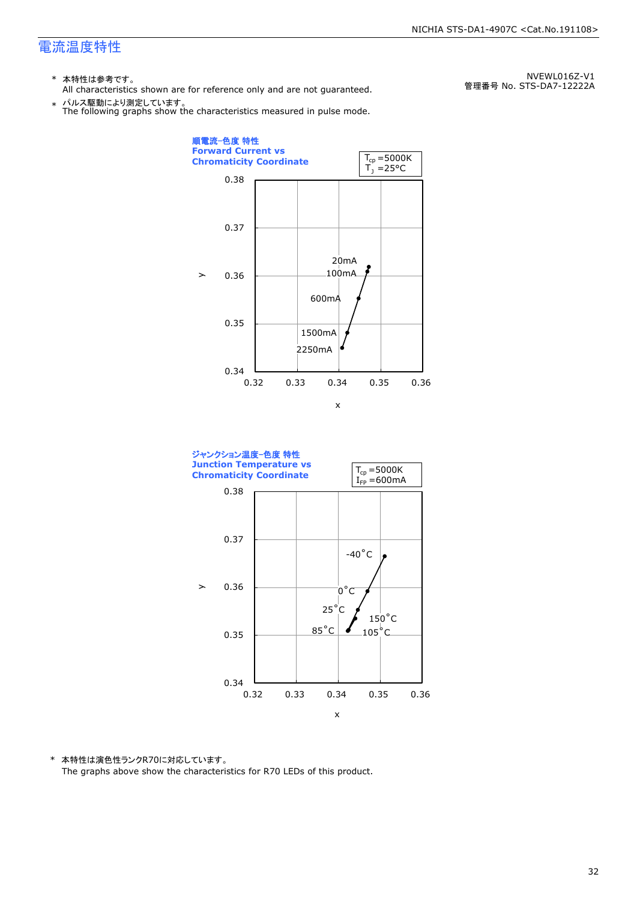## 電流温度特性

NVEWL016Z-V1
管理番号 No. STS-DA7-12222A

\* 本特性は参考です。
All characteristics shown are for reference only and are not guaranteed.

\* パルス駆動により測定しています。
The following graphs show the characteristics measured in pulse mode.

**順電流−色度 特性**
**Forward Current vs Chromaticity Coordinate**

$T_{cp}$ =5000K
$T_J$ =25°C

y: 0.34 – 0.38, x: 0.32 – 0.36

20mA, 100mA, 600mA, 1500mA, 2250mA

**ジャンクション温度−色度 特性**
**Junction Temperature vs Chromaticity Coordinate**

$T_{cp}$ =5000K
$I_{FP}$ =600mA

y: 0.34 – 0.38, x: 0.32 – 0.36

-40°C, 0°C, 25°C, 85°C, 105°C, 150°C

\* 本特性は演色性ランクR70に対応しています。
The graphs above show the characteristics for R70 LEDs of this product.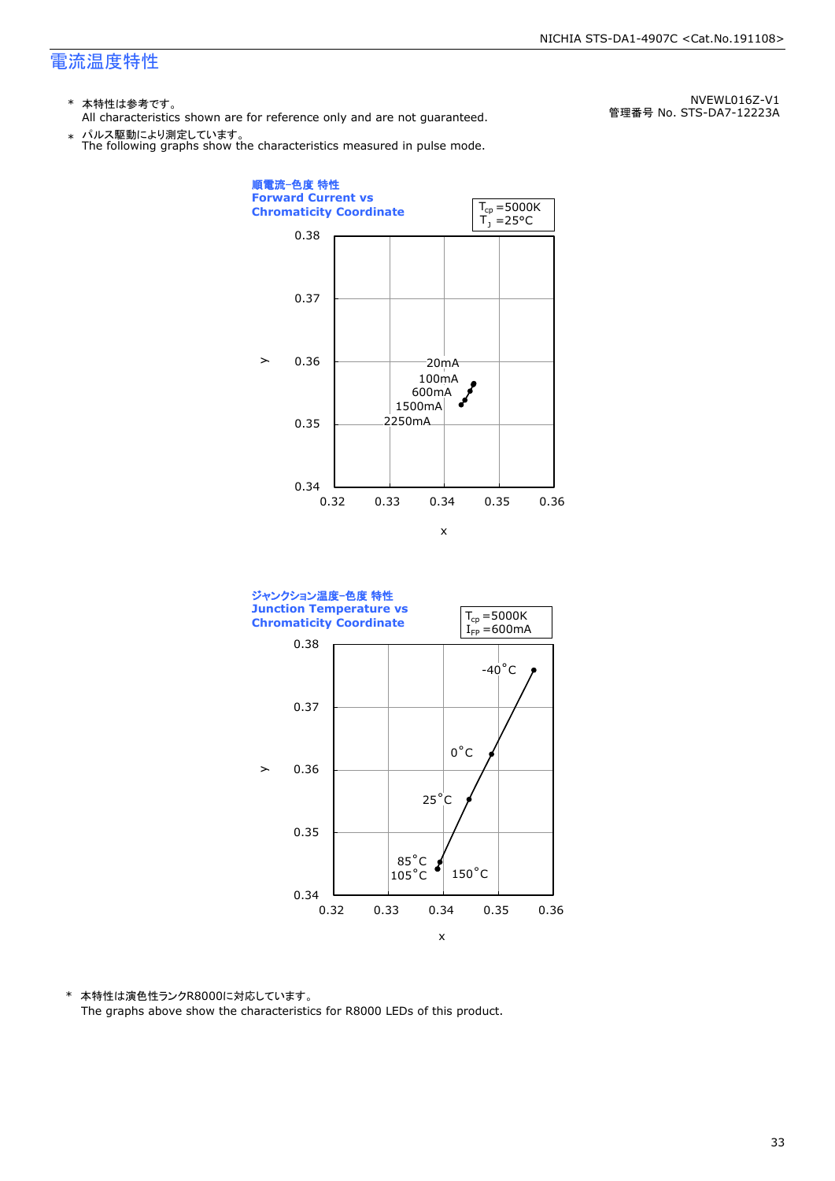# 電流温度特性

NVEWL016Z-V1
管理番号 No. STS-DA7-12223A

\* 本特性は参考です。
All characteristics shown are for reference only and are not guaranteed.

\* パルス駆動により測定しています。
The following graphs show the characteristics measured in pulse mode.

**順電流-色度 特性**
**Forward Current vs Chromaticity Coordinate**

$T_{cp}$ =5000K
$T_J$ =25°C

y: 0.34 – 0.38
x: 0.32 – 0.36

20mA
100mA
600mA
1500mA
2250mA

**ジャンクション温度-色度 特性**
**Junction Temperature vs Chromaticity Coordinate**

$T_{cp}$ =5000K
$I_{FP}$ =600mA

y: 0.34 – 0.38
x: 0.32 – 0.36

-40°C
0°C
25°C
85°C
105°C
150°C

\* 本特性は演色性ランクR8000に対応しています。
The graphs above show the characteristics for R8000 LEDs of this product.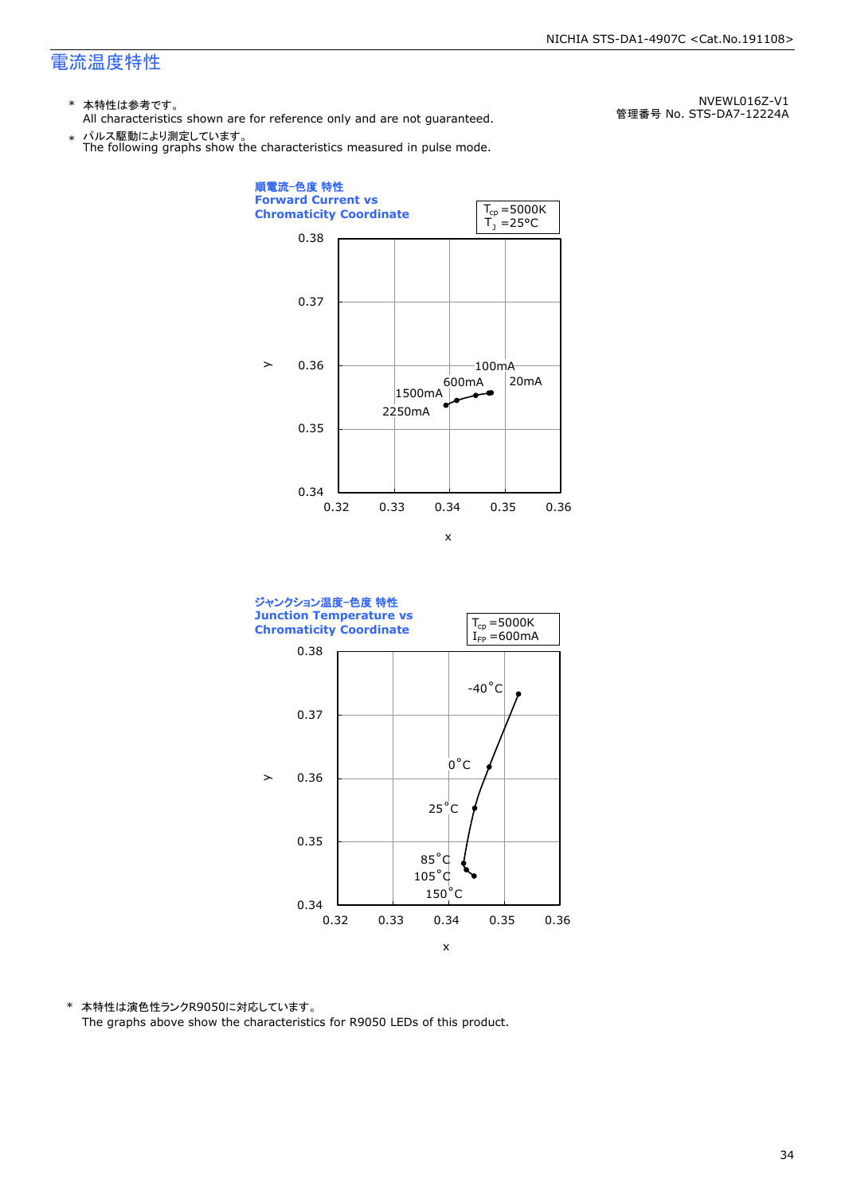# 電流温度特性

NVEWL016Z-V1
管理番号 No. STS-DA7-12224A

\* 本特性は参考です。
All characteristics shown are for reference only and are not guaranteed.

\* パルス駆動により測定しています。
The following graphs show the characteristics measured in pulse mode.

**順電流-色度 特性**
**Forward Current vs Chromaticity Coordinate**

$T_{cp}$ =5000K
$T_J$ =25°C

y: 0.34 – 0.38
x: 0.32 – 0.36

20mA, 100mA, 600mA, 1500mA, 2250mA

**ジャンクション温度-色度 特性**
**Junction Temperature vs Chromaticity Coordinate**

$T_{cp}$ =5000K
$I_{FP}$ =600mA

y: 0.34 – 0.38
x: 0.32 – 0.36

-40°C, 0°C, 25°C, 85°C, 105°C, 150°C

\* 本特性は演色性ランクR9050に対応しています。
The graphs above show the characteristics for R9050 LEDs of this product.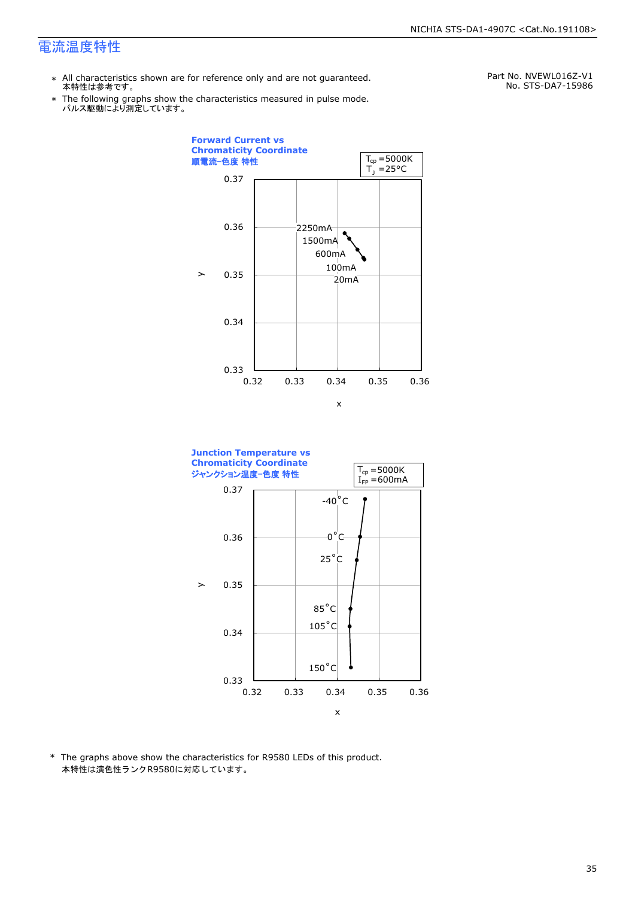# 電流温度特性

Part No. NVEWL016Z-V1
No. STS-DA7-15986

* All characteristics shown are for reference only and are not guaranteed.
  本特性は参考です。
* The following graphs show the characteristics measured in pulse mode.
  パルス駆動により測定しています。

**Forward Current vs Chromaticity Coordinate**
**順電流−色度 特性**

$T_{cp}$ =5000K
$T_J$ =25°C

y: 0.33 – 0.37; x: 0.32 – 0.36

2250mA
1500mA
600mA
100mA
20mA

**Junction Temperature vs Chromaticity Coordinate**
**ジャンクション温度−色度 特性**

$T_{cp}$ =5000K
$I_{FP}$ =600mA

y: 0.33 – 0.37; x: 0.32 – 0.36

-40°C
0°C
25°C
85°C
105°C
150°C

\* The graphs above show the characteristics for R9580 LEDs of this product.
本特性は演色性ランクR9580に対応しています。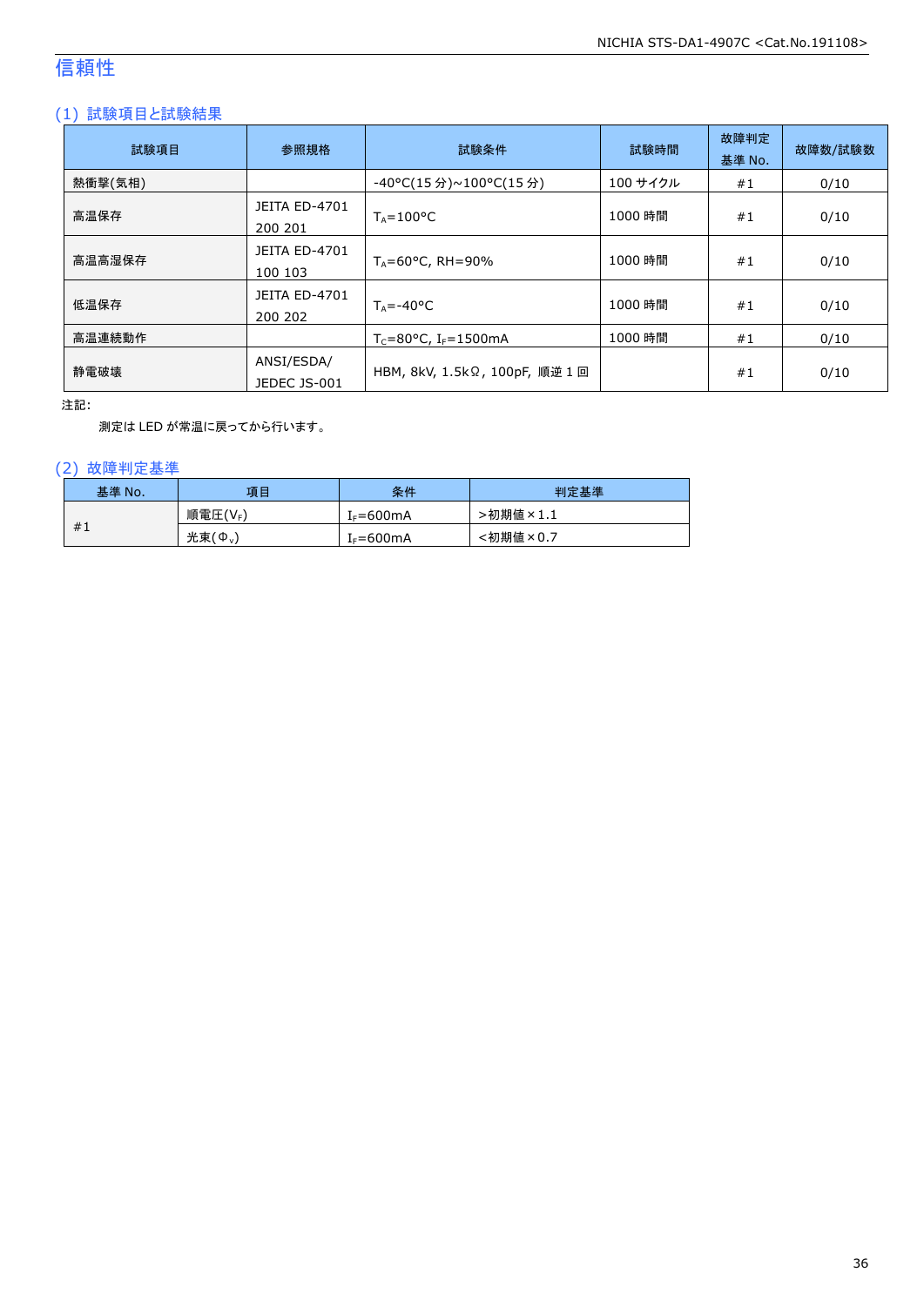# 信頼性

## (1) 試験項目と試験結果

| 試験項目 | 参照規格 | 試験条件 | 試験時間 | 故障判定基準 No. | 故障数/試験数 |
|---|---|---|---|---|---|
| 熱衝撃(気相) | | -40°C(15 分)~100°C(15 分) | 100 サイクル | #1 | 0/10 |
| 高温保存 | JEITA ED-4701 200 201 | $T_A$=100°C | 1000 時間 | #1 | 0/10 |
| 高温高湿保存 | JEITA ED-4701 100 103 | $T_A$=60°C, RH=90% | 1000 時間 | #1 | 0/10 |
| 低温保存 | JEITA ED-4701 200 202 | $T_A$=-40°C | 1000 時間 | #1 | 0/10 |
| 高温連続動作 | | $T_C$=80°C, $I_F$=1500mA | 1000 時間 | #1 | 0/10 |
| 静電破壊 | ANSI/ESDA/ JEDEC JS-001 | HBM, 8kV, 1.5kΩ, 100pF, 順逆 1 回 | | #1 | 0/10 |

注記:

測定は LED が常温に戻ってから行います。

## (2) 故障判定基準

| 基準 No. | 項目 | 条件 | 判定基準 |
|---|---|---|---|
| #1 | 順電圧($V_F$) | $I_F$=600mA | >初期値×1.1 |
| | 光束($\Phi_V$) | $I_F$=600mA | <初期値×0.7 |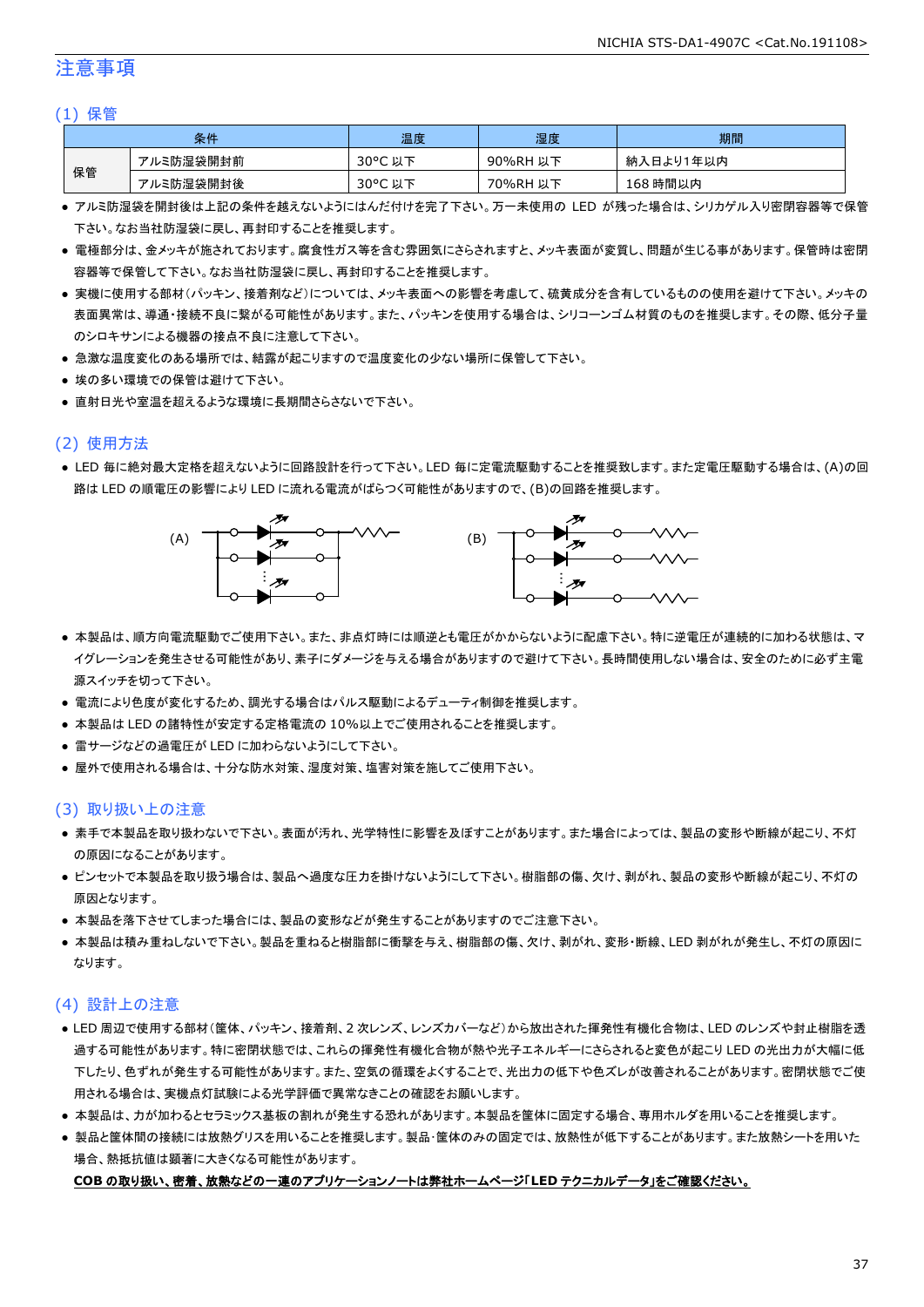# 注意事項

## (1) 保管

| 条件 | | 温度 | 湿度 | 期間 |
|---|---|---|---|---|
| 保管 | アルミ防湿袋開封前 | 30°C 以下 | 90%RH 以下 | 納入日より1年以内 |
| | アルミ防湿袋開封後 | 30°C 以下 | 70%RH 以下 | 168 時間以内 |

- アルミ防湿袋を開封後は上記の条件を越えないようにはんだ付けを完了下さい。万一未使用の LED が残った場合は、シリカゲル入り密閉容器等で保管下さい。なお当社防湿袋に戻し、再封印することを推奨します。
- 電極部分は、金メッキが施されております。腐食性ガス等を含む雰囲気にさらされますと、メッキ表面が変質し、問題が生じる事があります。保管時は密閉容器等で保管して下さい。なお当社防湿袋に戻し、再封印することを推奨します。
- 実機に使用する部材(パッキン、接着剤など)については、メッキ表面への影響を考慮して、硫黄成分を含有しているものの使用を避けて下さい。メッキの表面異常は、導通・接続不良に繋がる可能性があります。また、パッキンを使用する場合は、シリコーンゴム材質のものを推奨します。その際、低分子量のシロキサンによる機器の接点不良に注意して下さい。
- 急激な温度変化のある場所では、結露が起こりますので温度変化の少ない場所に保管して下さい。
- 埃の多い環境での保管は避けて下さい。
- 直射日光や室温を超えるような環境に長期間さらさないで下さい。

## (2) 使用方法

- LED 毎に絶対最大定格を超えないように回路設計を行って下さい。LED 毎に定電流駆動することを推奨致します。また定電圧駆動する場合は、(A)の回路は LED の順電圧の影響により LED に流れる電流がばらつく可能性がありますので、(B)の回路を推奨します。

(A) (B)

- 本製品は、順方向電流駆動でご使用下さい。また、非点灯時には順逆とも電圧がかからないように配慮下さい。特に逆電圧が連続的に加わる状態は、マイグレーションを発生させる可能性があり、素子にダメージを与える場合がありますので避けて下さい。長時間使用しない場合は、安全のために必ず主電源スイッチを切って下さい。
- 電流により色度が変化するため、調光する場合はパルス駆動によるデューティ制御を推奨します。
- 本製品は LED の諸特性が安定する定格電流の 10%以上でご使用されることを推奨します。
- 雷サージなどの過電圧が LED に加わらないようにして下さい。
- 屋外で使用される場合は、十分な防水対策、湿度対策、塩害対策を施してご使用下さい。

## (3) 取り扱い上の注意

- 素手で本製品を取り扱わないで下さい。表面が汚れ、光学特性に影響を及ぼすことがあります。また場合によっては、製品の変形や断線が起こり、不灯の原因になることがあります。
- ピンセットで本製品を取り扱う場合は、製品へ過度な圧力を掛けないようにして下さい。樹脂部の傷、欠け、剥がれ、製品の変形や断線が起こり、不灯の原因となります。
- 本製品を落下させてしまった場合には、製品の変形などが発生することがありますのでご注意下さい。
- 本製品は積み重ねしないで下さい。製品を重ねると樹脂部に衝撃を与え、樹脂部の傷、欠け、剥がれ、変形・断線、LED 剥がれが発生し、不灯の原因になります。

## (4) 設計上の注意

- LED 周辺で使用する部材(筐体、パッキン、接着剤、2 次レンズ、レンズカバーなど)から放出された揮発性有機化合物は、LED のレンズや封止樹脂を透過する可能性があります。特に密閉状態では、これらの揮発性有機化合物が熱や光子エネルギーにさらされると変色が起こり LED の光出力が大幅に低下したり、色ずれが発生する可能性があります。また、空気の循環をよくすることで、光出力の低下や色ズレが改善されることがあります。密閉状態でご使用される場合は、実機点灯試験による光学評価で異常なきことの確認をお願いします。
- 本製品は、力が加わるとセラミックス基板の割れが発生する恐れがあります。本製品を筐体に固定する場合、専用ホルダを用いることを推奨します。
- 製品と筐体間の接続には放熱グリスを用いることを推奨します。製品・筐体のみの固定では、放熱性が低下することがあります。また放熱シートを用いた場合、熱抵抗値は顕著に大きくなる可能性があります。

**COB の取り扱い、密着、放熱などの一連のアプリケーションノートは弊社ホームページ「LED テクニカルデータ」をご確認ください。**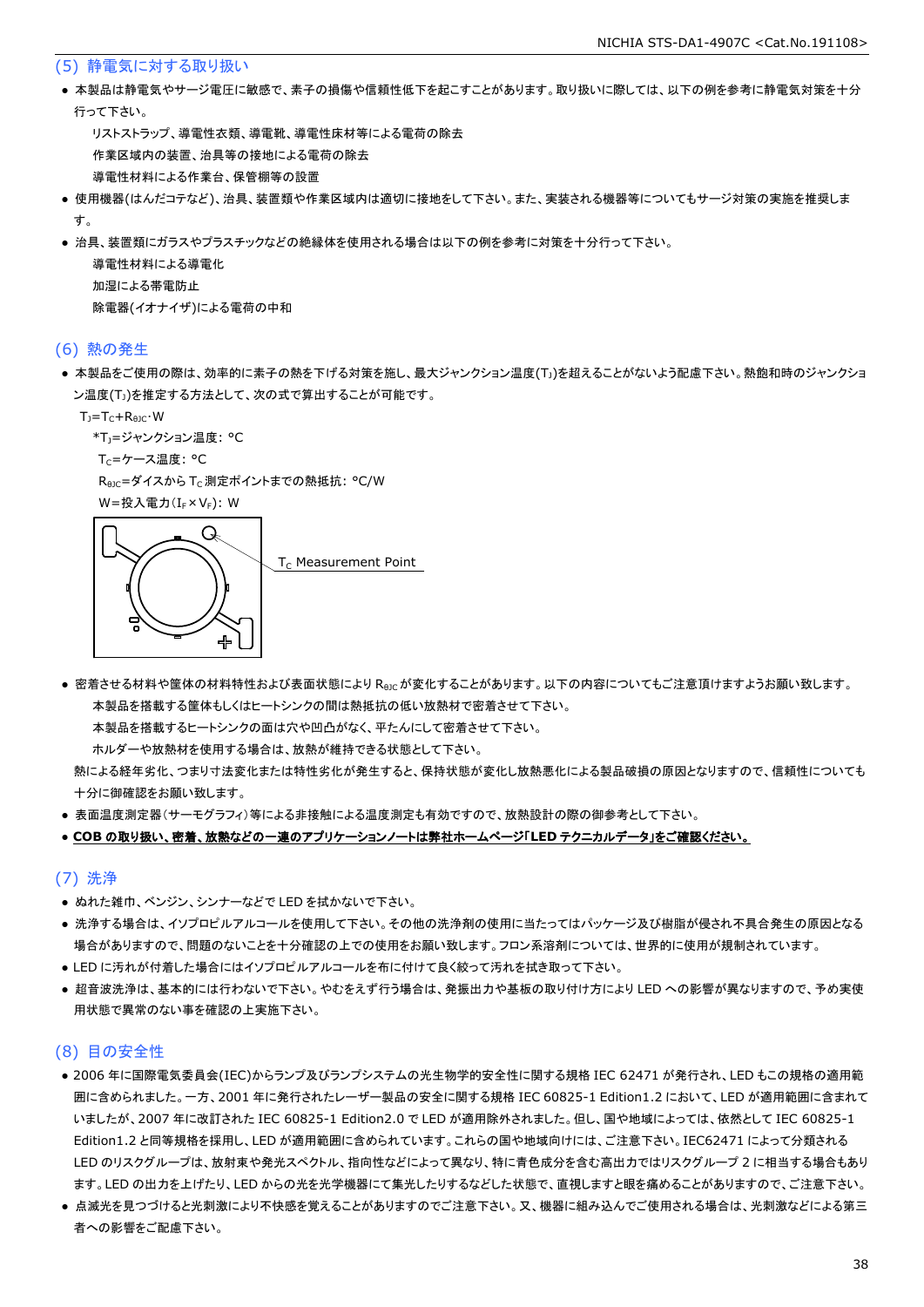## (5) 静電気に対する取り扱い

- 本製品は静電気やサージ電圧に敏感で、素子の損傷や信頼性低下を起こすことがあります。取り扱いに際しては、以下の例を参考に静電気対策を十分行って下さい。
  
  リストストラップ、導電性衣類、導電靴、導電性床材等による電荷の除去
  
  作業区域内の装置、治具等の接地による電荷の除去
  
  導電性材料による作業台、保管棚等の設置
- 使用機器(はんだコテなど)、治具、装置類や作業区域内は適切に接地をして下さい。また、実装される機器等についてもサージ対策の実施を推奨します。
- 治具、装置類にガラスやプラスチックなどの絶縁体を使用される場合は以下の例を参考に対策を十分行って下さい。
  
  導電性材料による導電化
  
  加湿による帯電防止
  
  除電器(イオナイザ)による電荷の中和

## (6) 熱の発生

- 本製品をご使用の際は、効率的に素子の熱を下げる対策を施し、最大ジャンクション温度($T_J$)を超えることがないよう配慮下さい。熱飽和時のジャンクション温度($T_J$)を推定する方法として、次の式で算出することが可能です。

  $T_J=T_C+R_{\theta JC}\cdot W$
  
  *$T_J$=ジャンクション温度: °C
  
  $T_C$=ケース温度: °C
  
  $R_{\theta JC}$=ダイスから $T_C$ 測定ポイントまでの熱抵抗: °C/W
  
  W=投入電力($I_F\times V_F$): W

$T_C$ Measurement Point

- 密着させる材料や筐体の材料特性および表面状態により $R_{\theta JC}$ が変化することがあります。以下の内容についてもご注意頂けますようお願い致します。
  
  本製品を搭載する筐体もしくはヒートシンクの間は熱抵抗の低い放熱材で密着させて下さい。
  
  本製品を搭載するヒートシンクの面は穴や凹凸がなく、平たんにして密着させて下さい。
  
  ホルダーや放熱材を使用する場合は、放熱が維持できる状態として下さい。
  
  熱による経年劣化、つまり寸法変化または特性劣化が発生すると、保持状態が変化し放熱悪化による製品破損の原因となりますので、信頼性についても十分に御確認をお願い致します。
- 表面温度測定器(サーモグラフィ)等による非接触による温度測定も有効ですので、放熱設計の際の御参考として下さい。
- **COB の取り扱い、密着、放熱などの一連のアプリケーションノートは弊社ホームページ「LED テクニカルデータ」をご確認ください。**

## (7) 洗浄

- ぬれた雑巾、ベンジン、シンナーなどで LED を拭かないで下さい。
- 洗浄する場合は、イソプロピルアルコールを使用して下さい。その他の洗浄剤の使用に当たってはパッケージ及び樹脂が侵され不具合発生の原因となる場合がありますので、問題のないことを十分確認の上での使用をお願い致します。フロン系溶剤については、世界的に使用が規制されています。
- LED に汚れが付着した場合にはイソプロピルアルコールを布に付けて良く絞って汚れを拭き取って下さい。
- 超音波洗浄は、基本的には行わないで下さい。やむをえず行う場合は、発振出力や基板の取り付け方により LED への影響が異なりますので、予め実使用状態で異常のない事を確認の上実施下さい。

## (8) 目の安全性

- 2006 年に国際電気委員会(IEC)からランプ及びランプシステムの光生物学的安全性に関する規格 IEC 62471 が発行され、LED もこの規格の適用範囲に含められました。一方、2001 年に発行されたレーザー製品の安全に関する規格 IEC 60825-1 Edition1.2 において、LED が適用範囲に含まれていましたが、2007 年に改訂された IEC 60825-1 Edition2.0 で LED が適用除外されました。但し、国や地域によっては、依然として IEC 60825-1 Edition1.2 と同等規格を採用し、LED が適用範囲に含められています。これらの国や地域向けには、ご注意下さい。IEC62471 によって分類される LED のリスクグループは、放射束や発光スペクトル、指向性などによって異なり、特に青色成分を含む高出力ではリスクグループ 2 に相当する場合もあります。LED の出力を上げたり、LED からの光を光学機器にて集光したりするなどした状態で、直視しますと眼を痛めることがありますので、ご注意下さい。
- 点滅光を見つづけると光刺激により不快感を覚えることがありますのでご注意下さい。又、機器に組み込んでご使用される場合は、光刺激などによる第三者への影響をご配慮下さい。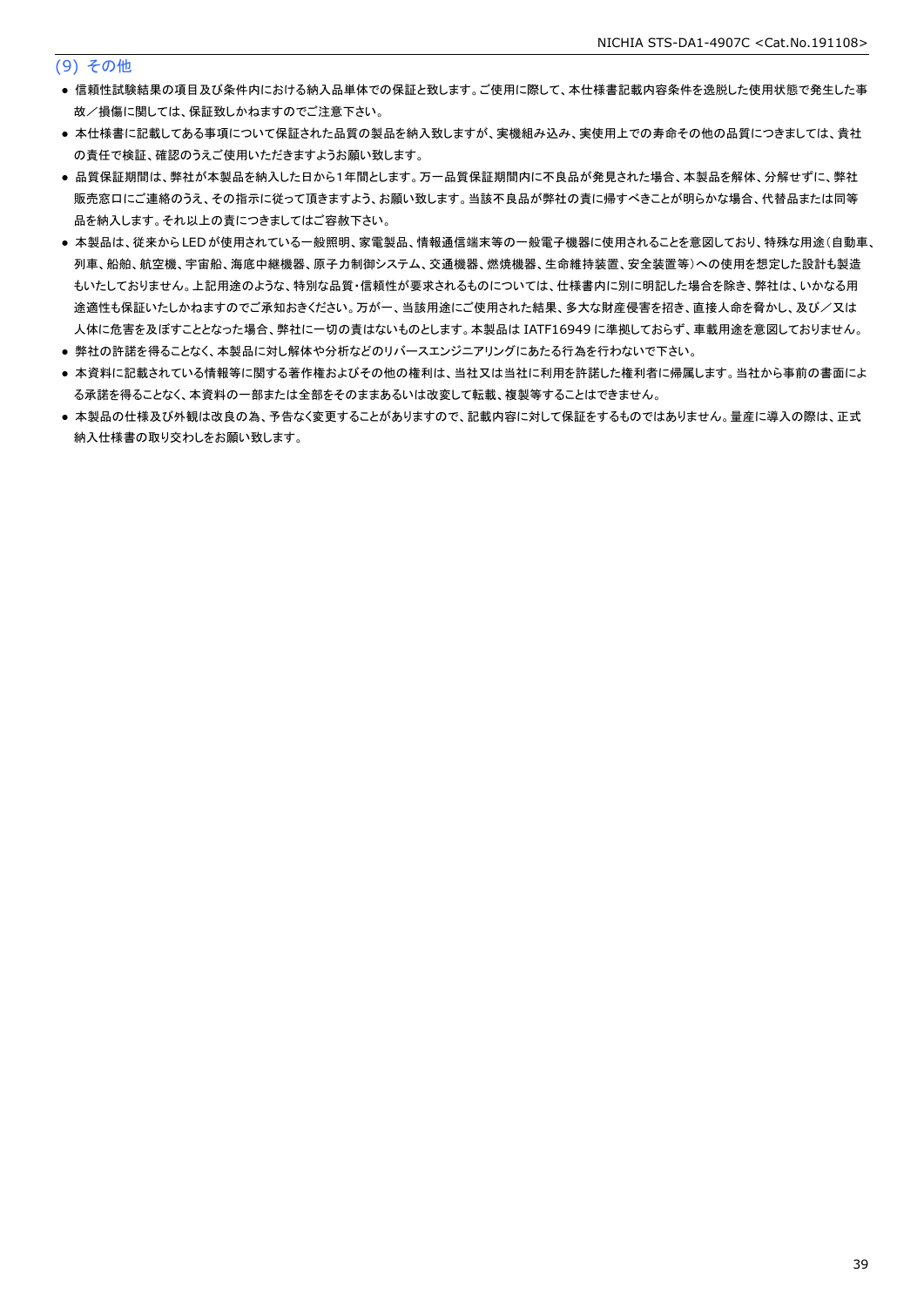## (9) その他

- 信頼性試験結果の項目及び条件内における納入品単体での保証と致します。ご使用に際して、本仕様書記載内容条件を逸脱した使用状態で発生した事故／損傷に関しては、保証致しかねますのでご注意下さい。
- 本仕様書に記載してある事項について保証された品質の製品を納入致しますが、実機組み込み、実使用上での寿命その他の品質につきましては、貴社の責任で検証、確認のうえご使用いただきますようお願い致します。
- 品質保証期間は、弊社が本製品を納入した日から1年間とします。万一品質保証期間内に不良品が発見された場合、本製品を解体、分解せずに、弊社販売窓口にご連絡のうえ、その指示に従って頂きますよう、お願い致します。当該不良品が弊社の責に帰すべきことが明らかな場合、代替品または同等品を納入します。それ以上の責につきましてはご容赦下さい。
- 本製品は、従来からLEDが使用されている一般照明、家電製品、情報通信端末等の一般電子機器に使用されることを意図しており、特殊な用途（自動車、列車、船舶、航空機、宇宙船、海底中継機器、原子力制御システム、交通機器、燃焼機器、生命維持装置、安全装置等）への使用を想定した設計も製造もいたしておりません。上記用途のような、特別な品質・信頼性が要求されるものについては、仕様書内に別に明記した場合を除き、弊社は、いかなる用途適性も保証いたしかねますのでご承知おきください。万が一、当該用途にご使用された結果、多大な財産侵害を招き、直接人命を脅かし、及び／又は人体に危害を及ぼすこととなった場合、弊社に一切の責はないものとします。本製品は IATF16949 に準拠しておらず、車載用途を意図しておりません。
- 弊社の許諾を得ることなく、本製品に対し解体や分析などのリバースエンジニアリングにあたる行為を行わないで下さい。
- 本資料に記載されている情報等に関する著作権およびその他の権利は、当社又は当社に利用を許諾した権利者に帰属します。当社から事前の書面による承諾を得ることなく、本資料の一部または全部をそのままあるいは改変して転載、複製等することはできません。
- 本製品の仕様及び外観は改良の為、予告なく変更することがありますので、記載内容に対して保証をするものではありません。量産に導入の際は、正式納入仕様書の取り交わしをお願い致します。